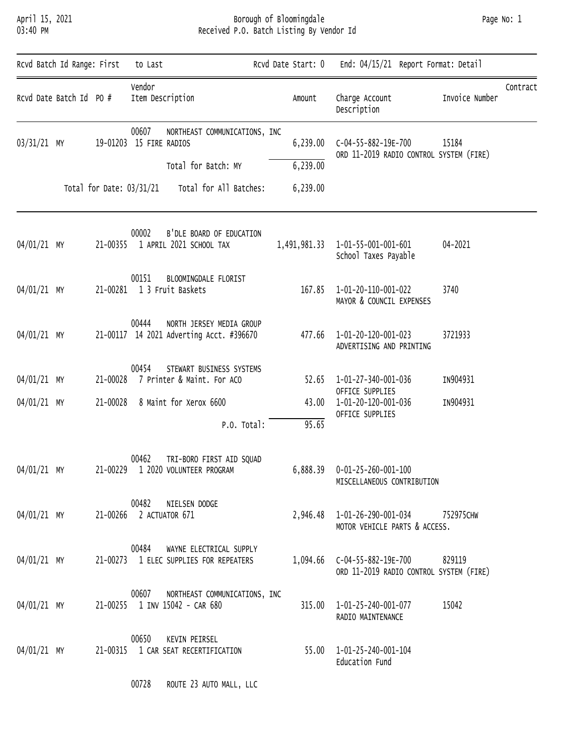# Borough of Bloomingdale

## Received P.O. Batch Listing By Vendor Id

April 15, 2021
03:40 PM

Rcvd Batch Id Range: First to Last — Rcvd Date Start: 0 — End: 04/15/21 — Report Format: Detail

| Rcvd Date | Batch Id | PO # | Vendor / Item Description | Amount | Charge Account / Description | Invoice Number | Contract |
|---|---|---|---|---|---|---|---|
| | | | 00607 NORTHEAST COMMUNICATIONS, INC | | | | |
| 03/31/21 | MY | 19-01203 | 15 FIRE RADIOS | 6,239.00 | C-04-55-882-19E-700 ORD 11-2019 RADIO CONTROL SYSTEM (FIRE) | 15184 | |
| | | | Total for Batch: MY | 6,239.00 | | | |
| | | | Total for Date: 03/31/21 — Total for All Batches: | 6,239.00 | | | |
| | | | 00002 B'DLE BOARD OF EDUCATION | | | | |
| 04/01/21 | MY | 21-00355 | 1 APRIL 2021 SCHOOL TAX | 1,491,981.33 | 1-01-55-001-001-601 School Taxes Payable | 04-2021 | |
| | | | 00151 BLOOMINGDALE FLORIST | | | | |
| 04/01/21 | MY | 21-00281 | 1 3 Fruit Baskets | 167.85 | 1-01-20-110-001-022 MAYOR & COUNCIL EXPENSES | 3740 | |
| | | | 00444 NORTH JERSEY MEDIA GROUP | | | | |
| 04/01/21 | MY | 21-00117 | 14 2021 Adverting Acct. #396670 | 477.66 | 1-01-20-120-001-023 ADVERTISING AND PRINTING | 3721933 | |
| | | | 00454 STEWART BUSINESS SYSTEMS | | | | |
| 04/01/21 | MY | 21-00028 | 7 Printer & Maint. For ACO | 52.65 | 1-01-27-340-001-036 OFFICE SUPPLIES | IN904931 | |
| 04/01/21 | MY | 21-00028 | 8 Maint for Xerox 6600 | 43.00 | 1-01-20-120-001-036 OFFICE SUPPLIES | IN904931 | |
| | | | P.O. Total: | 95.65 | | | |
| | | | 00462 TRI-BORO FIRST AID SQUAD | | | | |
| 04/01/21 | MY | 21-00229 | 1 2020 VOLUNTEER PROGRAM | 6,888.39 | 0-01-25-260-001-100 MISCELLANEOUS CONTRIBUTION | | |
| | | | 00482 NIELSEN DODGE | | | | |
| 04/01/21 | MY | 21-00266 | 2 ACTUATOR 671 | 2,946.48 | 1-01-26-290-001-034 MOTOR VEHICLE PARTS & ACCESS. | 752975CHW | |
| | | | 00484 WAYNE ELECTRICAL SUPPLY | | | | |
| 04/01/21 | MY | 21-00273 | 1 ELEC SUPPLIES FOR REPEATERS | 1,094.66 | C-04-55-882-19E-700 ORD 11-2019 RADIO CONTROL SYSTEM (FIRE) | 829119 | |
| | | | 00607 NORTHEAST COMMUNICATIONS, INC | | | | |
| 04/01/21 | MY | 21-00255 | 1 INV 15042 - CAR 680 | 315.00 | 1-01-25-240-001-077 RADIO MAINTENANCE | 15042 | |
| | | | 00650 KEVIN PEIRSEL | | | | |
| 04/01/21 | MY | 21-00315 | 1 CAR SEAT RECERTIFICATION | 55.00 | 1-01-25-240-001-104 Education Fund | | |
| | | | 00728 ROUTE 23 AUTO MALL, LLC | | | | |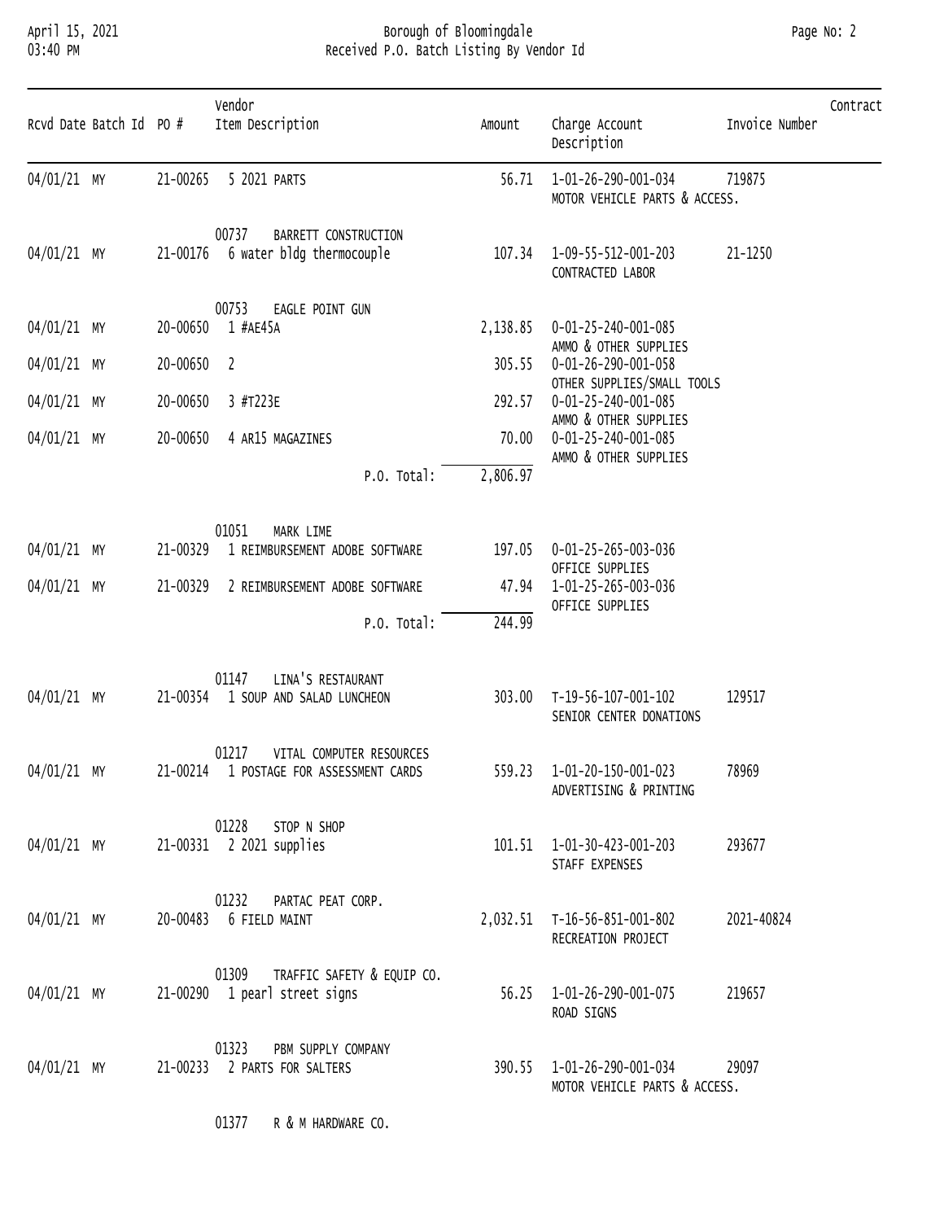| Rcvd Date | Batch Id | PO # | Vendor / Item Description | Amount | Charge Account / Description | Invoice Number | Contract |
|---|---|---|---|---|---|---|---|
| 04/01/21 | MY | 21-00265 | 5 2021 PARTS | 56.71 | 1-01-26-290-001-034 MOTOR VEHICLE PARTS & ACCESS. | 719875 | |
| | | | 00737 BARRETT CONSTRUCTION | | | | |
| 04/01/21 | MY | 21-00176 | 6 water bldg thermocouple | 107.34 | 1-09-55-512-001-203 CONTRACTED LABOR | 21-1250 | |
| | | | 00753 EAGLE POINT GUN | | | | |
| 04/01/21 | MY | 20-00650 | 1 #AE45A | 2,138.85 | 0-01-25-240-001-085 AMMO & OTHER SUPPLIES | | |
| 04/01/21 | MY | 20-00650 | 2 | 305.55 | 0-01-26-290-001-058 OTHER SUPPLIES/SMALL TOOLS | | |
| 04/01/21 | MY | 20-00650 | 3 #T223E | 292.57 | 0-01-25-240-001-085 AMMO & OTHER SUPPLIES | | |
| 04/01/21 | MY | 20-00650 | 4 AR15 MAGAZINES | 70.00 | 0-01-25-240-001-085 AMMO & OTHER SUPPLIES | | |
| | | | P.O. Total: | 2,806.97 | | | |
| | | | 01051 MARK LIME | | | | |
| 04/01/21 | MY | 21-00329 | 1 REIMBURSEMENT ADOBE SOFTWARE | 197.05 | 0-01-25-265-003-036 OFFICE SUPPLIES | | |
| 04/01/21 | MY | 21-00329 | 2 REIMBURSEMENT ADOBE SOFTWARE | 47.94 | 1-01-25-265-003-036 OFFICE SUPPLIES | | |
| | | | P.O. Total: | 244.99 | | | |
| | | | 01147 LINA'S RESTAURANT | | | | |
| 04/01/21 | MY | 21-00354 | 1 SOUP AND SALAD LUNCHEON | 303.00 | T-19-56-107-001-102 SENIOR CENTER DONATIONS | 129517 | |
| | | | 01217 VITAL COMPUTER RESOURCES | | | | |
| 04/01/21 | MY | 21-00214 | 1 POSTAGE FOR ASSESSMENT CARDS | 559.23 | 1-01-20-150-001-023 ADVERTISING & PRINTING | 78969 | |
| | | | 01228 STOP N SHOP | | | | |
| 04/01/21 | MY | 21-00331 | 2 2021 supplies | 101.51 | 1-01-30-423-001-203 STAFF EXPENSES | 293677 | |
| | | | 01232 PARTAC PEAT CORP. | | | | |
| 04/01/21 | MY | 20-00483 | 6 FIELD MAINT | 2,032.51 | T-16-56-851-001-802 RECREATION PROJECT | 2021-40824 | |
| | | | 01309 TRAFFIC SAFETY & EQUIP CO. | | | | |
| 04/01/21 | MY | 21-00290 | 1 pearl street signs | 56.25 | 1-01-26-290-001-075 ROAD SIGNS | 219657 | |
| | | | 01323 PBM SUPPLY COMPANY | | | | |
| 04/01/21 | MY | 21-00233 | 2 PARTS FOR SALTERS | 390.55 | 1-01-26-290-001-034 MOTOR VEHICLE PARTS & ACCESS. | 29097 | |
| | | | 01377 R & M HARDWARE CO. | | | | |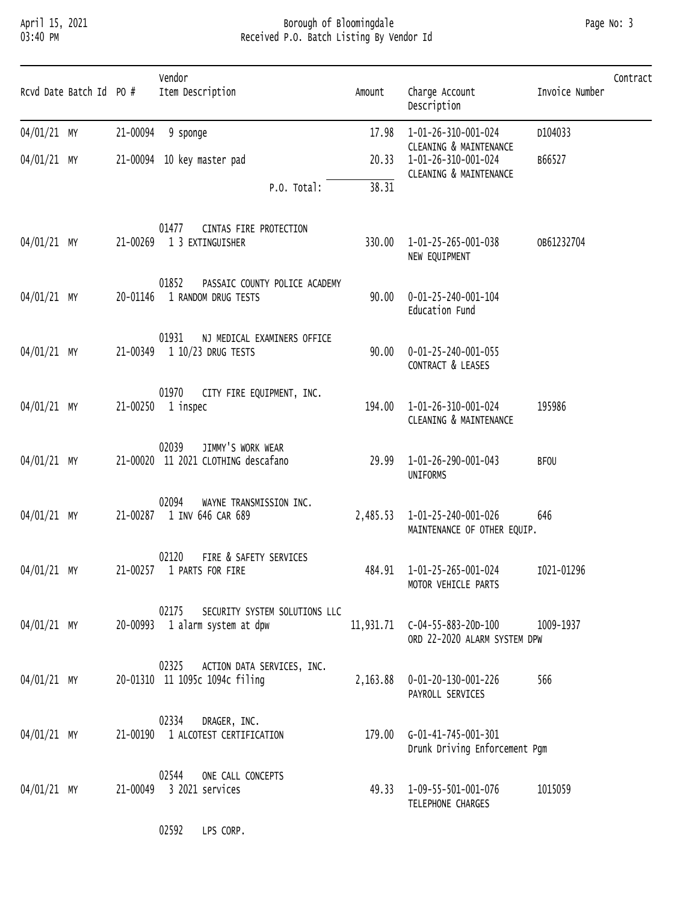Borough of Bloomingdale
Received P.O. Batch Listing By Vendor Id

| Rcvd Date | Batch Id | PO # | Vendor / Item Description | Amount | Charge Account / Description | Invoice Number | Contract |
|---|---|---|---|---|---|---|---|
| 04/01/21 | MY | 21-00094 | 9 sponge | 17.98 | 1-01-26-310-001-024 CLEANING & MAINTENANCE | D104033 | |
| 04/01/21 | MY | 21-00094 | 10 key master pad | 20.33 | 1-01-26-310-001-024 CLEANING & MAINTENANCE | B66527 | |
| | | | P.O. Total: | 38.31 | | | |
| | | | 01477 CINTAS FIRE PROTECTION | | | | |
| 04/01/21 | MY | 21-00269 | 1 3 EXTINGUISHER | 330.00 | 1-01-25-265-001-038 NEW EQUIPMENT | OB61232704 | |
| | | | 01852 PASSAIC COUNTY POLICE ACADEMY | | | | |
| 04/01/21 | MY | 20-01146 | 1 RANDOM DRUG TESTS | 90.00 | 0-01-25-240-001-104 Education Fund | | |
| | | | 01931 NJ MEDICAL EXAMINERS OFFICE | | | | |
| 04/01/21 | MY | 21-00349 | 1 10/23 DRUG TESTS | 90.00 | 0-01-25-240-001-055 CONTRACT & LEASES | | |
| | | | 01970 CITY FIRE EQUIPMENT, INC. | | | | |
| 04/01/21 | MY | 21-00250 | 1 inspec | 194.00 | 1-01-26-310-001-024 CLEANING & MAINTENANCE | 195986 | |
| | | | 02039 JIMMY'S WORK WEAR | | | | |
| 04/01/21 | MY | 21-00020 | 11 2021 CLOTHING descafano | 29.99 | 1-01-26-290-001-043 UNIFORMS | BFOU | |
| | | | 02094 WAYNE TRANSMISSION INC. | | | | |
| 04/01/21 | MY | 21-00287 | 1 INV 646 CAR 689 | 2,485.53 | 1-01-25-240-001-026 MAINTENANCE OF OTHER EQUIP. | 646 | |
| | | | 02120 FIRE & SAFETY SERVICES | | | | |
| 04/01/21 | MY | 21-00257 | 1 PARTS FOR FIRE | 484.91 | 1-01-25-265-001-024 MOTOR VEHICLE PARTS | I021-01296 | |
| | | | 02175 SECURITY SYSTEM SOLUTIONS LLC | | | | |
| 04/01/21 | MY | 20-00993 | 1 alarm system at dpw | 11,931.71 | C-04-55-883-20D-100 ORD 22-2020 ALARM SYSTEM DPW | 1009-1937 | |
| | | | 02325 ACTION DATA SERVICES, INC. | | | | |
| 04/01/21 | MY | 20-01310 | 11 1095c 1094c filing | 2,163.88 | 0-01-20-130-001-226 PAYROLL SERVICES | 566 | |
| | | | 02334 DRAGER, INC. | | | | |
| 04/01/21 | MY | 21-00190 | 1 ALCOTEST CERTIFICATION | 179.00 | G-01-41-745-001-301 Drunk Driving Enforcement Pgm | | |
| | | | 02544 ONE CALL CONCEPTS | | | | |
| 04/01/21 | MY | 21-00049 | 3 2021 services | 49.33 | 1-09-55-501-001-076 TELEPHONE CHARGES | 1015059 | |
| | | | 02592 LPS CORP. | | | | |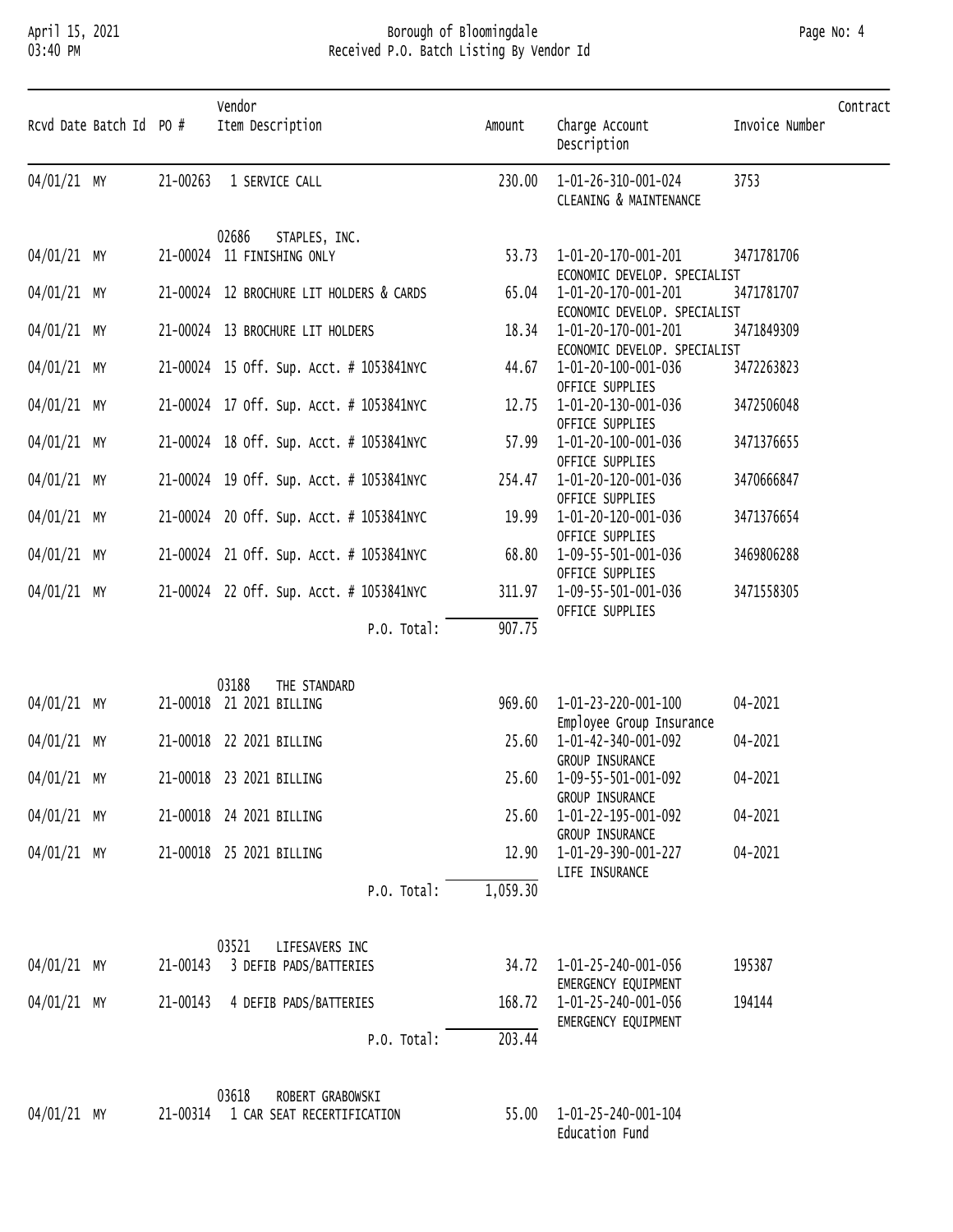| Rcvd Date | Batch Id | PO # | Vendor Item Description | Amount | Charge Account Description | Invoice Number | Contract |
|---|---|---|---|---|---|---|---|
| 04/01/21 | MY | 21-00263 | 1 SERVICE CALL | 230.00 | 1-01-26-310-001-024 CLEANING & MAINTENANCE | 3753 | |
| | | | 02686 STAPLES, INC. | | | | |
| 04/01/21 | MY | 21-00024 | 11 FINISHING ONLY | 53.73 | 1-01-20-170-001-201 ECONOMIC DEVELOP. SPECIALIST | 3471781706 | |
| 04/01/21 | MY | 21-00024 | 12 BROCHURE LIT HOLDERS & CARDS | 65.04 | 1-01-20-170-001-201 ECONOMIC DEVELOP. SPECIALIST | 3471781707 | |
| 04/01/21 | MY | 21-00024 | 13 BROCHURE LIT HOLDERS | 18.34 | 1-01-20-170-001-201 ECONOMIC DEVELOP. SPECIALIST | 3471849309 | |
| 04/01/21 | MY | 21-00024 | 15 Off. Sup. Acct. # 1053841NYC | 44.67 | 1-01-20-100-001-036 OFFICE SUPPLIES | 3472263823 | |
| 04/01/21 | MY | 21-00024 | 17 Off. Sup. Acct. # 1053841NYC | 12.75 | 1-01-20-130-001-036 OFFICE SUPPLIES | 3472506048 | |
| 04/01/21 | MY | 21-00024 | 18 Off. Sup. Acct. # 1053841NYC | 57.99 | 1-01-20-100-001-036 OFFICE SUPPLIES | 3471376655 | |
| 04/01/21 | MY | 21-00024 | 19 Off. Sup. Acct. # 1053841NYC | 254.47 | 1-01-20-120-001-036 OFFICE SUPPLIES | 3470666847 | |
| 04/01/21 | MY | 21-00024 | 20 Off. Sup. Acct. # 1053841NYC | 19.99 | 1-01-20-120-001-036 OFFICE SUPPLIES | 3471376654 | |
| 04/01/21 | MY | 21-00024 | 21 Off. Sup. Acct. # 1053841NYC | 68.80 | 1-09-55-501-001-036 OFFICE SUPPLIES | 3469806288 | |
| 04/01/21 | MY | 21-00024 | 22 Off. Sup. Acct. # 1053841NYC | 311.97 | 1-09-55-501-001-036 OFFICE SUPPLIES | 3471558305 | |
| | | | P.O. Total: | 907.75 | | | |
| | | | 03188 THE STANDARD | | | | |
| 04/01/21 | MY | 21-00018 | 21 2021 BILLING | 969.60 | 1-01-23-220-001-100 Employee Group Insurance | 04-2021 | |
| 04/01/21 | MY | 21-00018 | 22 2021 BILLING | 25.60 | 1-01-42-340-001-092 GROUP INSURANCE | 04-2021 | |
| 04/01/21 | MY | 21-00018 | 23 2021 BILLING | 25.60 | 1-09-55-501-001-092 GROUP INSURANCE | 04-2021 | |
| 04/01/21 | MY | 21-00018 | 24 2021 BILLING | 25.60 | 1-01-22-195-001-092 GROUP INSURANCE | 04-2021 | |
| 04/01/21 | MY | 21-00018 | 25 2021 BILLING | 12.90 | 1-01-29-390-001-227 LIFE INSURANCE | 04-2021 | |
| | | | P.O. Total: | 1,059.30 | | | |
| | | | 03521 LIFESAVERS INC | | | | |
| 04/01/21 | MY | 21-00143 | 3 DEFIB PADS/BATTERIES | 34.72 | 1-01-25-240-001-056 EMERGENCY EQUIPMENT | 195387 | |
| 04/01/21 | MY | 21-00143 | 4 DEFIB PADS/BATTERIES | 168.72 | 1-01-25-240-001-056 EMERGENCY EQUIPMENT | 194144 | |
| | | | P.O. Total: | 203.44 | | | |
| | | | 03618 ROBERT GRABOWSKI | | | | |
| 04/01/21 | MY | 21-00314 | 1 CAR SEAT RECERTIFICATION | 55.00 | 1-01-25-240-001-104 Education Fund | | |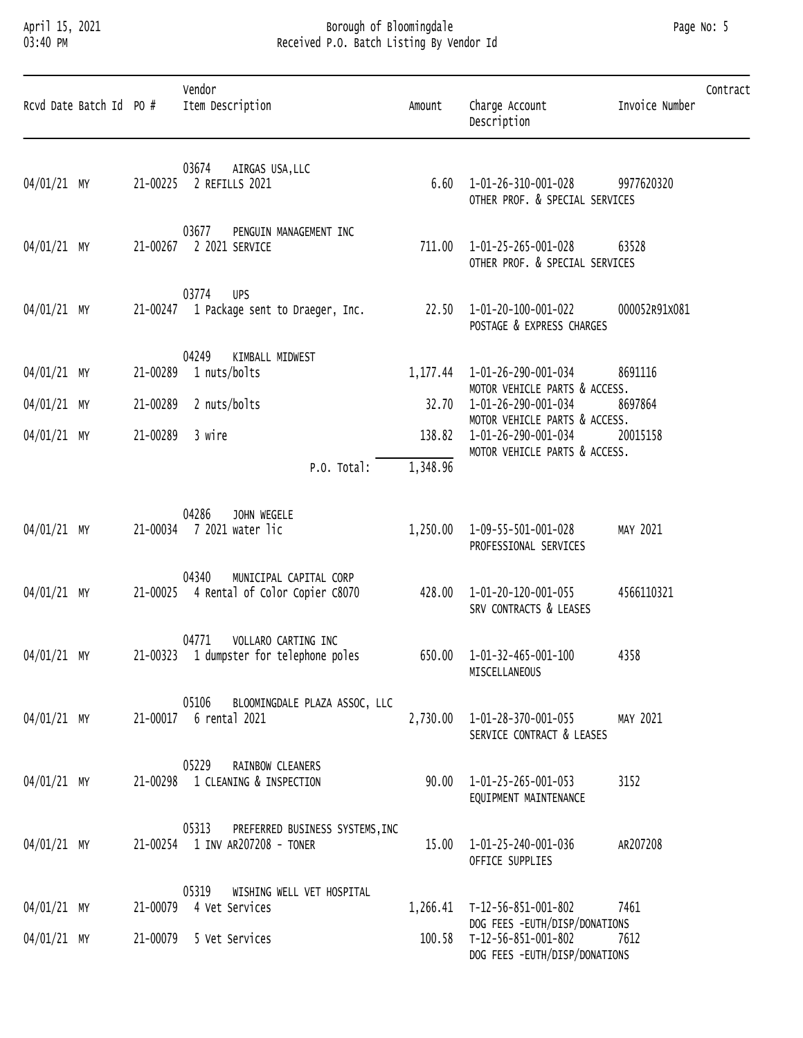# Borough of Bloomingdale

## Received P.O. Batch Listing By Vendor Id

| Rcvd Date | Batch Id | PO # | Vendor / Item Description | Amount | Charge Account / Description | Invoice Number | Contract |
|---|---|---|---|---|---|---|---|
| | | | 03674 AIRGAS USA,LLC | | | | |
| 04/01/21 | MY | 21-00225 | 2 REFILLS 2021 | 6.60 | 1-01-26-310-001-028 OTHER PROF. & SPECIAL SERVICES | 9977620320 | |
| | | | 03677 PENGUIN MANAGEMENT INC | | | | |
| 04/01/21 | MY | 21-00267 | 2 2021 SERVICE | 711.00 | 1-01-25-265-001-028 OTHER PROF. & SPECIAL SERVICES | 63528 | |
| | | | 03774 UPS | | | | |
| 04/01/21 | MY | 21-00247 | 1 Package sent to Draeger, Inc. | 22.50 | 1-01-20-100-001-022 POSTAGE & EXPRESS CHARGES | 000052R91X081 | |
| | | | 04249 KIMBALL MIDWEST | | | | |
| 04/01/21 | MY | 21-00289 | 1 nuts/bolts | 1,177.44 | 1-01-26-290-001-034 MOTOR VEHICLE PARTS & ACCESS. | 8691116 | |
| 04/01/21 | MY | 21-00289 | 2 nuts/bolts | 32.70 | 1-01-26-290-001-034 MOTOR VEHICLE PARTS & ACCESS. | 8697864 | |
| 04/01/21 | MY | 21-00289 | 3 wire | 138.82 | 1-01-26-290-001-034 MOTOR VEHICLE PARTS & ACCESS. | 20015158 | |
| | | | P.O. Total: | 1,348.96 | | | |
| | | | 04286 JOHN WEGELE | | | | |
| 04/01/21 | MY | 21-00034 | 7 2021 water lic | 1,250.00 | 1-09-55-501-001-028 PROFESSIONAL SERVICES | MAY 2021 | |
| | | | 04340 MUNICIPAL CAPITAL CORP | | | | |
| 04/01/21 | MY | 21-00025 | 4 Rental of Color Copier C8070 | 428.00 | 1-01-20-120-001-055 SRV CONTRACTS & LEASES | 4566110321 | |
| | | | 04771 VOLLARO CARTING INC | | | | |
| 04/01/21 | MY | 21-00323 | 1 dumpster for telephone poles | 650.00 | 1-01-32-465-001-100 MISCELLANEOUS | 4358 | |
| | | | 05106 BLOOMINGDALE PLAZA ASSOC, LLC | | | | |
| 04/01/21 | MY | 21-00017 | 6 rental 2021 | 2,730.00 | 1-01-28-370-001-055 SERVICE CONTRACT & LEASES | MAY 2021 | |
| | | | 05229 RAINBOW CLEANERS | | | | |
| 04/01/21 | MY | 21-00298 | 1 CLEANING & INSPECTION | 90.00 | 1-01-25-265-001-053 EQUIPMENT MAINTENANCE | 3152 | |
| | | | 05313 PREFERRED BUSINESS SYSTEMS,INC | | | | |
| 04/01/21 | MY | 21-00254 | 1 INV AR207208 - TONER | 15.00 | 1-01-25-240-001-036 OFFICE SUPPLIES | AR207208 | |
| | | | 05319 WISHING WELL VET HOSPITAL | | | | |
| 04/01/21 | MY | 21-00079 | 4 Vet Services | 1,266.41 | T-12-56-851-001-802 DOG FEES -EUTH/DISP/DONATIONS | 7461 | |
| 04/01/21 | MY | 21-00079 | 5 Vet Services | 100.58 | T-12-56-851-001-802 DOG FEES -EUTH/DISP/DONATIONS | 7612 | |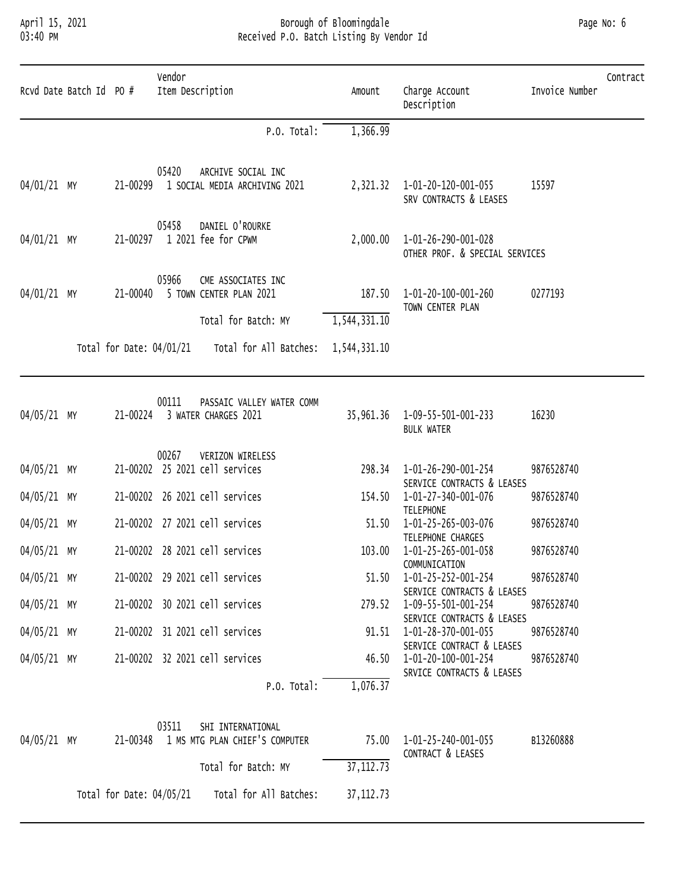Borough of Bloomingdale

Received P.O. Batch Listing By Vendor Id

| Rcvd Date | Batch Id | PO # | Vendor Item Description | Amount | Charge Account Description | Invoice Number | Contract |
|---|---|---|---|---|---|---|---|
| | | | P.O. Total: | 1,366.99 | | | |
| | | | 05420 ARCHIVE SOCIAL INC | | | | |
| 04/01/21 | MY | 21-00299 | 1 SOCIAL MEDIA ARCHIVING 2021 | 2,321.32 | 1-01-20-120-001-055 SRV CONTRACTS & LEASES | 15597 | |
| | | | 05458 DANIEL O'ROURKE | | | | |
| 04/01/21 | MY | 21-00297 | 1 2021 fee for CPWM | 2,000.00 | 1-01-26-290-001-028 OTHER PROF. & SPECIAL SERVICES | | |
| | | | 05966 CME ASSOCIATES INC | | | | |
| 04/01/21 | MY | 21-00040 | 5 TOWN CENTER PLAN 2021 | 187.50 | 1-01-20-100-001-260 TOWN CENTER PLAN | 0277193 | |
| | | | Total for Batch: MY | 1,544,331.10 | | | |
| | | | Total for Date: 04/01/21 Total for All Batches: | 1,544,331.10 | | | |
| | | | 00111 PASSAIC VALLEY WATER COMM | | | | |
| 04/05/21 | MY | 21-00224 | 3 WATER CHARGES 2021 | 35,961.36 | 1-09-55-501-001-233 BULK WATER | 16230 | |
| | | | 00267 VERIZON WIRELESS | | | | |
| 04/05/21 | MY | 21-00202 | 25 2021 cell services | 298.34 | 1-01-26-290-001-254 SERVICE CONTRACTS & LEASES | 9876528740 | |
| 04/05/21 | MY | 21-00202 | 26 2021 cell services | 154.50 | 1-01-27-340-001-076 TELEPHONE | 9876528740 | |
| 04/05/21 | MY | 21-00202 | 27 2021 cell services | 51.50 | 1-01-25-265-003-076 TELEPHONE CHARGES | 9876528740 | |
| 04/05/21 | MY | 21-00202 | 28 2021 cell services | 103.00 | 1-01-25-265-001-058 COMMUNICATION | 9876528740 | |
| 04/05/21 | MY | 21-00202 | 29 2021 cell services | 51.50 | 1-01-25-252-001-254 SERVICE CONTRACTS & LEASES | 9876528740 | |
| 04/05/21 | MY | 21-00202 | 30 2021 cell services | 279.52 | 1-09-55-501-001-254 SERVICE CONTRACTS & LEASES | 9876528740 | |
| 04/05/21 | MY | 21-00202 | 31 2021 cell services | 91.51 | 1-01-28-370-001-055 SERVICE CONTRACT & LEASES | 9876528740 | |
| 04/05/21 | MY | 21-00202 | 32 2021 cell services | 46.50 | 1-01-20-100-001-254 SRVICE CONTRACTS & LEASES | 9876528740 | |
| | | | P.O. Total: | 1,076.37 | | | |
| | | | 03511 SHI INTERNATIONAL | | | | |
| 04/05/21 | MY | 21-00348 | 1 MS MTG PLAN CHIEF'S COMPUTER | 75.00 | 1-01-25-240-001-055 CONTRACT & LEASES | B13260888 | |
| | | | Total for Batch: MY | 37,112.73 | | | |
| | | | Total for Date: 04/05/21 Total for All Batches: | 37,112.73 | | | |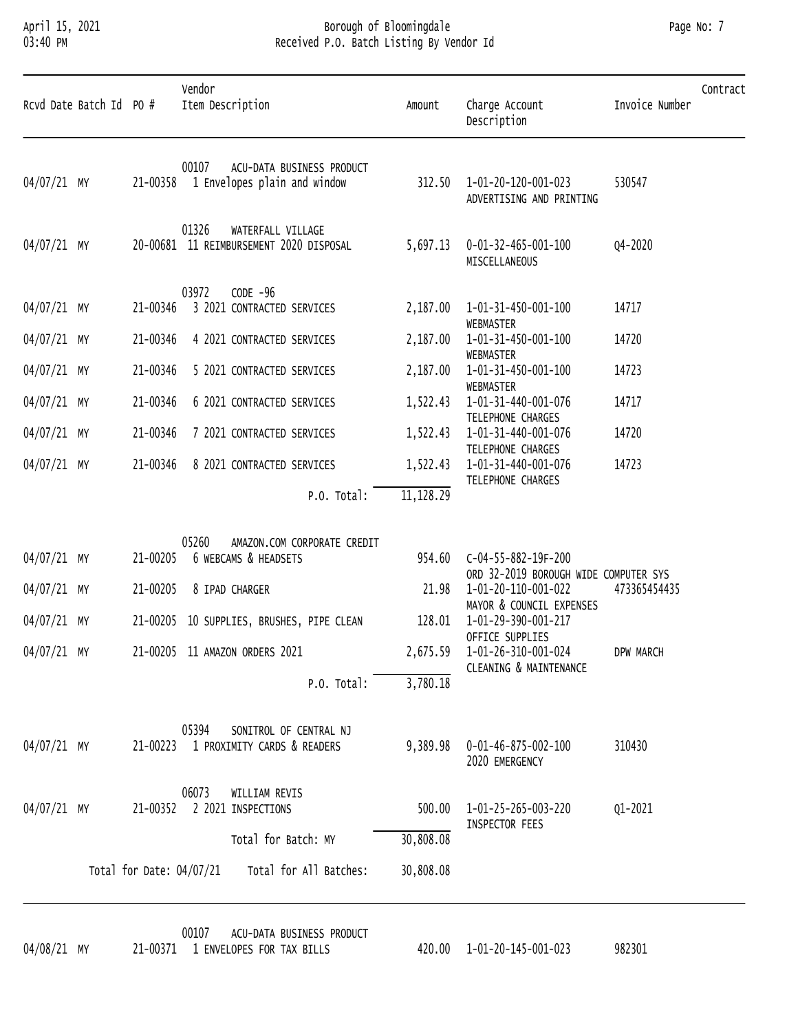# Borough of Bloomingdale

## Received P.O. Batch Listing By Vendor Id

| Rcvd Date | Batch Id | PO # | Vendor / Item Description | Amount | Charge Account / Description | Invoice Number | Contract |
|---|---|---|---|---|---|---|---|
| | | | 00107 ACU-DATA BUSINESS PRODUCT | | | | |
| 04/07/21 | MY | 21-00358 | 1 Envelopes plain and window | 312.50 | 1-01-20-120-001-023 ADVERTISING AND PRINTING | 530547 | |
| | | | 01326 WATERFALL VILLAGE | | | | |
| 04/07/21 | MY | 20-00681 | 11 REIMBURSEMENT 2020 DISPOSAL | 5,697.13 | 0-01-32-465-001-100 MISCELLANEOUS | Q4-2020 | |
| | | | 03972 CODE -96 | | | | |
| 04/07/21 | MY | 21-00346 | 3 2021 CONTRACTED SERVICES | 2,187.00 | 1-01-31-450-001-100 WEBMASTER | 14717 | |
| 04/07/21 | MY | 21-00346 | 4 2021 CONTRACTED SERVICES | 2,187.00 | 1-01-31-450-001-100 WEBMASTER | 14720 | |
| 04/07/21 | MY | 21-00346 | 5 2021 CONTRACTED SERVICES | 2,187.00 | 1-01-31-450-001-100 WEBMASTER | 14723 | |
| 04/07/21 | MY | 21-00346 | 6 2021 CONTRACTED SERVICES | 1,522.43 | 1-01-31-440-001-076 TELEPHONE CHARGES | 14717 | |
| 04/07/21 | MY | 21-00346 | 7 2021 CONTRACTED SERVICES | 1,522.43 | 1-01-31-440-001-076 TELEPHONE CHARGES | 14720 | |
| 04/07/21 | MY | 21-00346 | 8 2021 CONTRACTED SERVICES | 1,522.43 | 1-01-31-440-001-076 TELEPHONE CHARGES | 14723 | |
| | | | P.O. Total: | 11,128.29 | | | |
| | | | 05260 AMAZON.COM CORPORATE CREDIT | | | | |
| 04/07/21 | MY | 21-00205 | 6 WEBCAMS & HEADSETS | 954.60 | C-04-55-882-19F-200 ORD 32-2019 BOROUGH WIDE COMPUTER SYS | | |
| 04/07/21 | MY | 21-00205 | 8 IPAD CHARGER | 21.98 | 1-01-20-110-001-022 MAYOR & COUNCIL EXPENSES | 473365454435 | |
| 04/07/21 | MY | 21-00205 | 10 SUPPLIES, BRUSHES, PIPE CLEAN | 128.01 | 1-01-29-390-001-217 OFFICE SUPPLIES | | |
| 04/07/21 | MY | 21-00205 | 11 AMAZON ORDERS 2021 | 2,675.59 | 1-01-26-310-001-024 CLEANING & MAINTENANCE | DPW MARCH | |
| | | | P.O. Total: | 3,780.18 | | | |
| | | | 05394 SONITROL OF CENTRAL NJ | | | | |
| 04/07/21 | MY | 21-00223 | 1 PROXIMITY CARDS & READERS | 9,389.98 | 0-01-46-875-002-100 2020 EMERGENCY | 310430 | |
| | | | 06073 WILLIAM REVIS | | | | |
| 04/07/21 | MY | 21-00352 | 2 2021 INSPECTIONS | 500.00 | 1-01-25-265-003-220 INSPECTOR FEES | Q1-2021 | |
| | | | Total for Batch: MY | 30,808.08 | | | |
| | | Total for Date: 04/07/21 | Total for All Batches: | 30,808.08 | | | |
| | | | 00107 ACU-DATA BUSINESS PRODUCT | | | | |
| 04/08/21 | MY | 21-00371 | 1 ENVELOPES FOR TAX BILLS | 420.00 | 1-01-20-145-001-023 | 982301 | |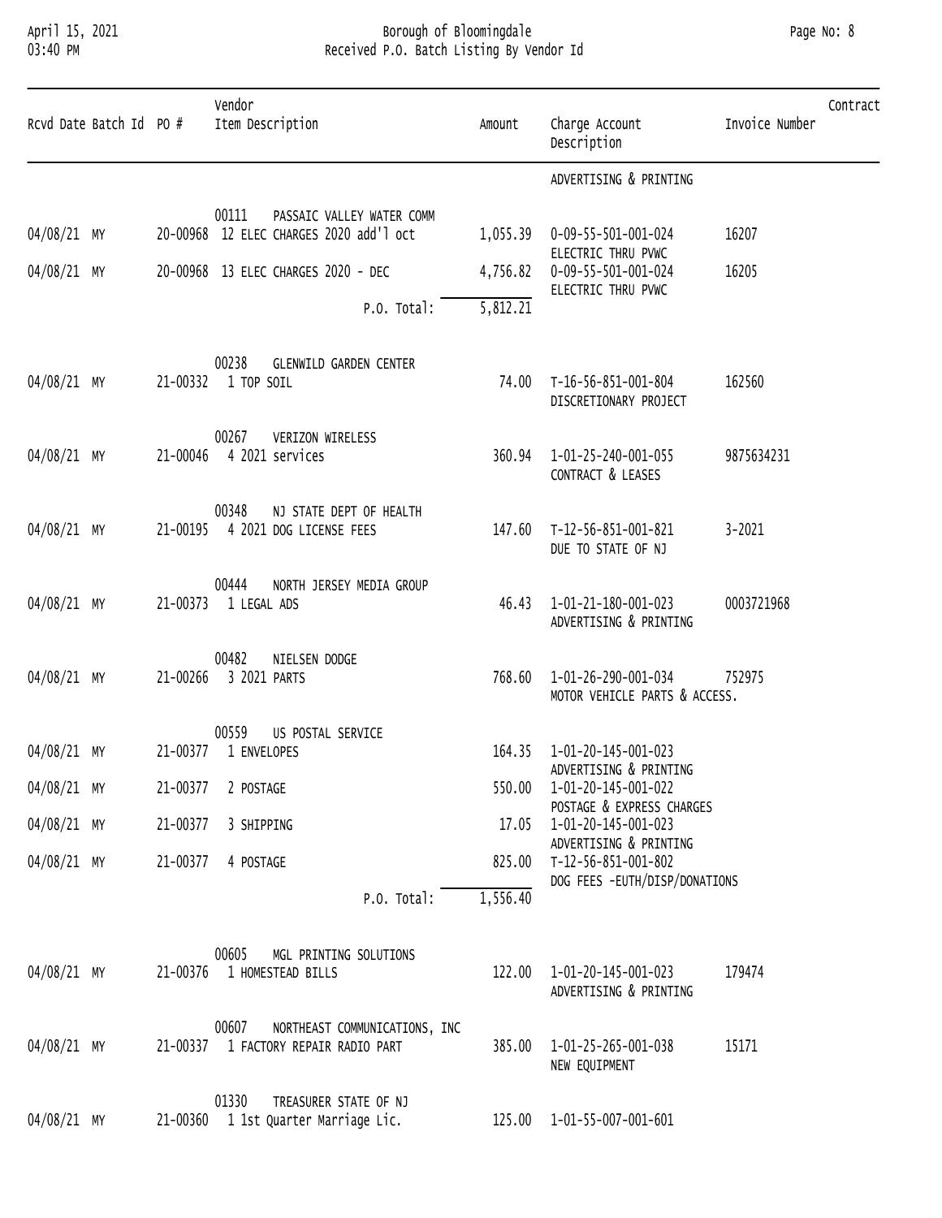| Rcvd Date | Batch Id | PO # | Vendor Item Description | Amount | Charge Account Description | Invoice Number | Contract |
|---|---|---|---|---|---|---|---|
| | | | | | ADVERTISING & PRINTING | | |
| | | | 00111 PASSAIC VALLEY WATER COMM | | | | |
| 04/08/21 | MY | 20-00968 | 12 ELEC CHARGES 2020 add'l oct | 1,055.39 | 0-09-55-501-001-024 ELECTRIC THRU PVWC | 16207 | |
| 04/08/21 | MY | 20-00968 | 13 ELEC CHARGES 2020 - DEC | 4,756.82 | 0-09-55-501-001-024 ELECTRIC THRU PVWC | 16205 | |
| | | | P.O. Total: | 5,812.21 | | | |
| | | | 00238 GLENWILD GARDEN CENTER | | | | |
| 04/08/21 | MY | 21-00332 | 1 TOP SOIL | 74.00 | T-16-56-851-001-804 DISCRETIONARY PROJECT | 162560 | |
| | | | 00267 VERIZON WIRELESS | | | | |
| 04/08/21 | MY | 21-00046 | 4 2021 services | 360.94 | 1-01-25-240-001-055 CONTRACT & LEASES | 9875634231 | |
| | | | 00348 NJ STATE DEPT OF HEALTH | | | | |
| 04/08/21 | MY | 21-00195 | 4 2021 DOG LICENSE FEES | 147.60 | T-12-56-851-001-821 DUE TO STATE OF NJ | 3-2021 | |
| | | | 00444 NORTH JERSEY MEDIA GROUP | | | | |
| 04/08/21 | MY | 21-00373 | 1 LEGAL ADS | 46.43 | 1-01-21-180-001-023 ADVERTISING & PRINTING | 0003721968 | |
| | | | 00482 NIELSEN DODGE | | | | |
| 04/08/21 | MY | 21-00266 | 3 2021 PARTS | 768.60 | 1-01-26-290-001-034 MOTOR VEHICLE PARTS & ACCESS. | 752975 | |
| | | | 00559 US POSTAL SERVICE | | | | |
| 04/08/21 | MY | 21-00377 | 1 ENVELOPES | 164.35 | 1-01-20-145-001-023 ADVERTISING & PRINTING | | |
| 04/08/21 | MY | 21-00377 | 2 POSTAGE | 550.00 | 1-01-20-145-001-022 POSTAGE & EXPRESS CHARGES | | |
| 04/08/21 | MY | 21-00377 | 3 SHIPPING | 17.05 | 1-01-20-145-001-023 ADVERTISING & PRINTING | | |
| 04/08/21 | MY | 21-00377 | 4 POSTAGE | 825.00 | T-12-56-851-001-802 DOG FEES -EUTH/DISP/DONATIONS | | |
| | | | P.O. Total: | 1,556.40 | | | |
| | | | 00605 MGL PRINTING SOLUTIONS | | | | |
| 04/08/21 | MY | 21-00376 | 1 HOMESTEAD BILLS | 122.00 | 1-01-20-145-001-023 ADVERTISING & PRINTING | 179474 | |
| | | | 00607 NORTHEAST COMMUNICATIONS, INC | | | | |
| 04/08/21 | MY | 21-00337 | 1 FACTORY REPAIR RADIO PART | 385.00 | 1-01-25-265-001-038 NEW EQUIPMENT | 15171 | |
| | | | 01330 TREASURER STATE OF NJ | | | | |
| 04/08/21 | MY | 21-00360 | 1 1st Quarter Marriage Lic. | 125.00 | 1-01-55-007-001-601 | | |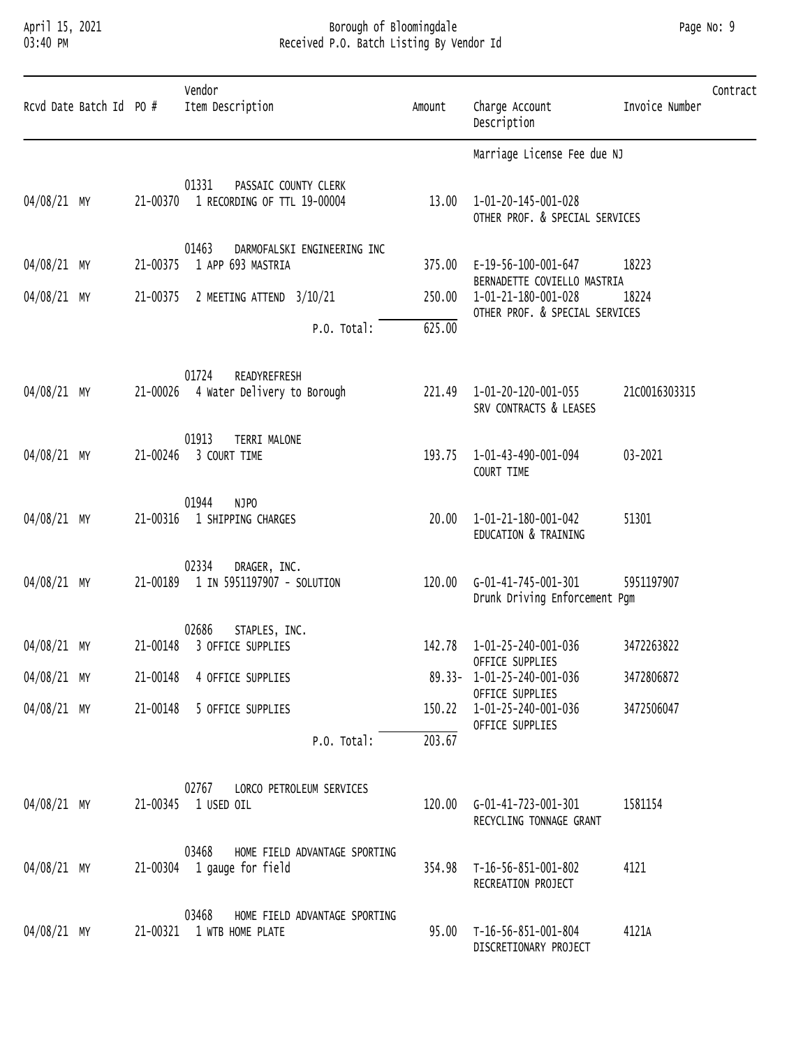| Rcvd Date | Batch Id | PO # | Vendor Item Description | Amount | Charge Account Description | Invoice Number | Contract |
|---|---|---|---|---|---|---|---|
| | | | | | Marriage License Fee due NJ | | |
| | | | 01331 PASSAIC COUNTY CLERK | | | | |
| 04/08/21 | MY | 21-00370 | 1 RECORDING OF TTL 19-00004 | 13.00 | 1-01-20-145-001-028 OTHER PROF. & SPECIAL SERVICES | | |
| | | | 01463 DARMOFALSKI ENGINEERING INC | | | | |
| 04/08/21 | MY | 21-00375 | 1 APP 693 MASTRIA | 375.00 | E-19-56-100-001-647 BERNADETTE COVIELLO MASTRIA | 18223 | |
| 04/08/21 | MY | 21-00375 | 2 MEETING ATTEND 3/10/21 | 250.00 | 1-01-21-180-001-028 OTHER PROF. & SPECIAL SERVICES | 18224 | |
| | | | P.O. Total: | 625.00 | | | |
| | | | 01724 READYREFRESH | | | | |
| 04/08/21 | MY | 21-00026 | 4 Water Delivery to Borough | 221.49 | 1-01-20-120-001-055 SRV CONTRACTS & LEASES | 21C0016303315 | |
| | | | 01913 TERRI MALONE | | | | |
| 04/08/21 | MY | 21-00246 | 3 COURT TIME | 193.75 | 1-01-43-490-001-094 COURT TIME | 03-2021 | |
| | | | 01944 NJPO | | | | |
| 04/08/21 | MY | 21-00316 | 1 SHIPPING CHARGES | 20.00 | 1-01-21-180-001-042 EDUCATION & TRAINING | 51301 | |
| | | | 02334 DRAGER, INC. | | | | |
| 04/08/21 | MY | 21-00189 | 1 IN 5951197907 - SOLUTION | 120.00 | G-01-41-745-001-301 Drunk Driving Enforcement Pgm | 5951197907 | |
| | | | 02686 STAPLES, INC. | | | | |
| 04/08/21 | MY | 21-00148 | 3 OFFICE SUPPLIES | 142.78 | 1-01-25-240-001-036 OFFICE SUPPLIES | 3472263822 | |
| 04/08/21 | MY | 21-00148 | 4 OFFICE SUPPLIES | 89.33- | 1-01-25-240-001-036 OFFICE SUPPLIES | 3472806872 | |
| 04/08/21 | MY | 21-00148 | 5 OFFICE SUPPLIES | 150.22 | 1-01-25-240-001-036 OFFICE SUPPLIES | 3472506047 | |
| | | | P.O. Total: | 203.67 | | | |
| | | | 02767 LORCO PETROLEUM SERVICES | | | | |
| 04/08/21 | MY | 21-00345 | 1 USED OIL | 120.00 | G-01-41-723-001-301 RECYCLING TONNAGE GRANT | 1581154 | |
| | | | 03468 HOME FIELD ADVANTAGE SPORTING | | | | |
| 04/08/21 | MY | 21-00304 | 1 gauge for field | 354.98 | T-16-56-851-001-802 RECREATION PROJECT | 4121 | |
| | | | 03468 HOME FIELD ADVANTAGE SPORTING | | | | |
| 04/08/21 | MY | 21-00321 | 1 WTB HOME PLATE | 95.00 | T-16-56-851-001-804 DISCRETIONARY PROJECT | 4121A | |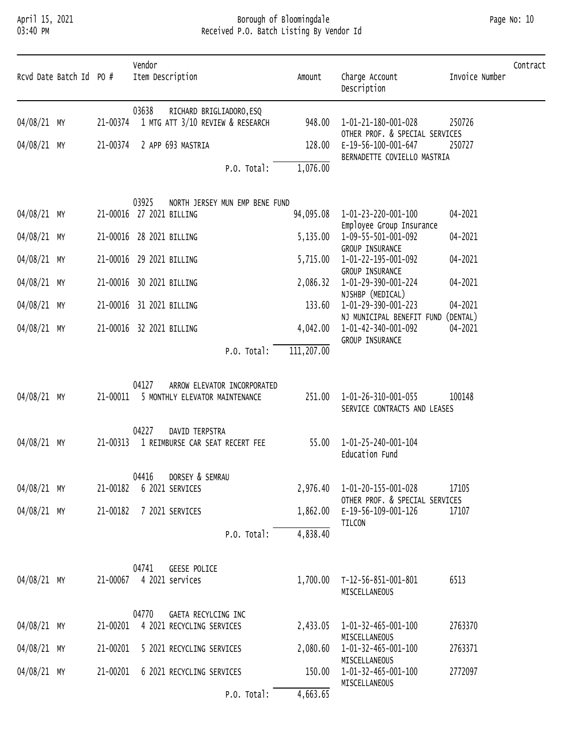# Borough of Bloomingdale
## Received P.O. Batch Listing By Vendor Id

April 15, 2021
03:40 PM

| Rcvd Date | Batch Id | PO # | Vendor / Item Description | Amount | Charge Account / Description | Invoice Number | Contract |
|---|---|---|---|---|---|---|---|
| | | | 03638 RICHARD BRIGLIADORO,ESQ | | | | |
| 04/08/21 | MY | 21-00374 | 1 MTG ATT 3/10 REVIEW & RESEARCH | 948.00 | 1-01-21-180-001-028 OTHER PROF. & SPECIAL SERVICES | 250726 | |
| 04/08/21 | MY | 21-00374 | 2 APP 693 MASTRIA | 128.00 | E-19-56-100-001-647 BERNADETTE COVIELLO MASTRIA | 250727 | |
| | | | P.O. Total: | 1,076.00 | | | |
| | | | 03925 NORTH JERSEY MUN EMP BENE FUND | | | | |
| 04/08/21 | MY | 21-00016 | 27 2021 BILLING | 94,095.08 | 1-01-23-220-001-100 Employee Group Insurance | 04-2021 | |
| 04/08/21 | MY | 21-00016 | 28 2021 BILLING | 5,135.00 | 1-09-55-501-001-092 GROUP INSURANCE | 04-2021 | |
| 04/08/21 | MY | 21-00016 | 29 2021 BILLING | 5,715.00 | 1-01-22-195-001-092 GROUP INSURANCE | 04-2021 | |
| 04/08/21 | MY | 21-00016 | 30 2021 BILLING | 2,086.32 | 1-01-29-390-001-224 NJSHBP (MEDICAL) | 04-2021 | |
| 04/08/21 | MY | 21-00016 | 31 2021 BILLING | 133.60 | 1-01-29-390-001-223 NJ MUNICIPAL BENEFIT FUND (DENTAL) | 04-2021 | |
| 04/08/21 | MY | 21-00016 | 32 2021 BILLING | 4,042.00 | 1-01-42-340-001-092 GROUP INSURANCE | 04-2021 | |
| | | | P.O. Total: | 111,207.00 | | | |
| | | | 04127 ARROW ELEVATOR INCORPORATED | | | | |
| 04/08/21 | MY | 21-00011 | 5 MONTHLY ELEVATOR MAINTENANCE | 251.00 | 1-01-26-310-001-055 SERVICE CONTRACTS AND LEASES | 100148 | |
| | | | 04227 DAVID TERPSTRA | | | | |
| 04/08/21 | MY | 21-00313 | 1 REIMBURSE CAR SEAT RECERT FEE | 55.00 | 1-01-25-240-001-104 Education Fund | | |
| | | | 04416 DORSEY & SEMRAU | | | | |
| 04/08/21 | MY | 21-00182 | 6 2021 SERVICES | 2,976.40 | 1-01-20-155-001-028 OTHER PROF. & SPECIAL SERVICES | 17105 | |
| 04/08/21 | MY | 21-00182 | 7 2021 SERVICES | 1,862.00 | E-19-56-109-001-126 TILCON | 17107 | |
| | | | P.O. Total: | 4,838.40 | | | |
| | | | 04741 GEESE POLICE | | | | |
| 04/08/21 | MY | 21-00067 | 4 2021 services | 1,700.00 | T-12-56-851-001-801 MISCELLANEOUS | 6513 | |
| | | | 04770 GAETA RECYLCING INC | | | | |
| 04/08/21 | MY | 21-00201 | 4 2021 RECYCLING SERVICES | 2,433.05 | 1-01-32-465-001-100 MISCELLANEOUS | 2763370 | |
| 04/08/21 | MY | 21-00201 | 5 2021 RECYCLING SERVICES | 2,080.60 | 1-01-32-465-001-100 MISCELLANEOUS | 2763371 | |
| 04/08/21 | MY | 21-00201 | 6 2021 RECYCLING SERVICES | 150.00 | 1-01-32-465-001-100 MISCELLANEOUS | 2772097 | |
| | | | P.O. Total: | 4,663.65 | | | |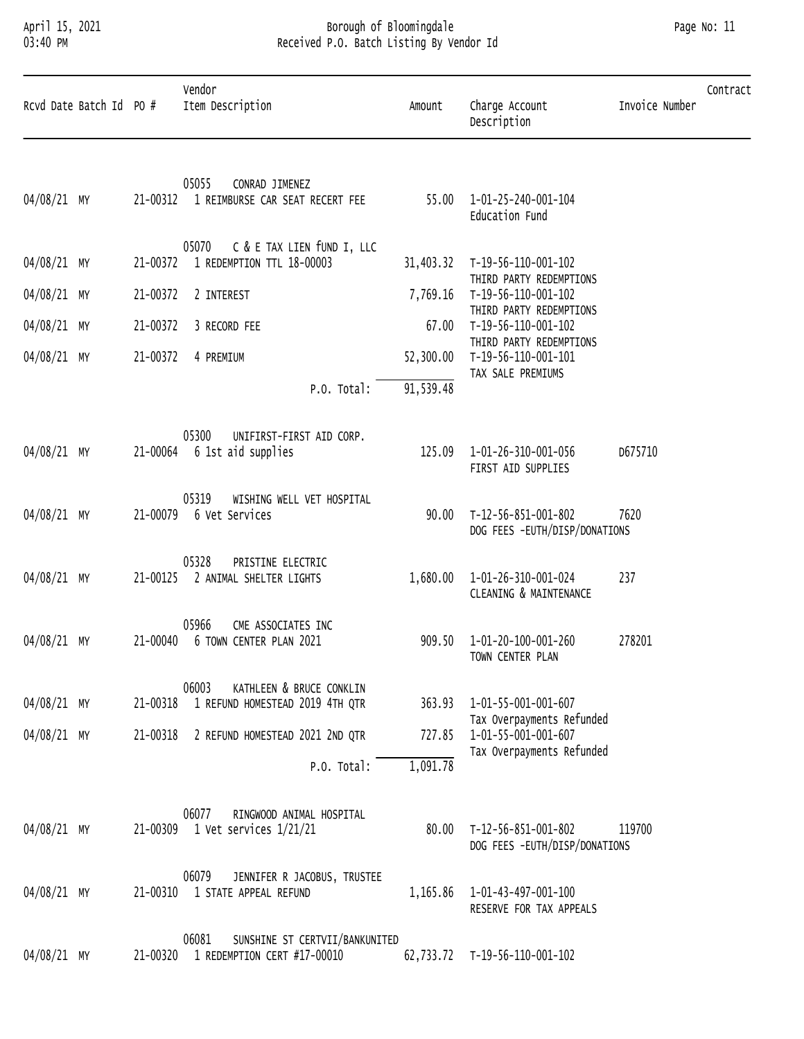# Borough of Bloomingdale

## Received P.O. Batch Listing By Vendor Id

April 15, 2021
03:40 PM

| Rcvd Date | Batch Id | PO # | Vendor / Item Description | Amount | Charge Account / Description | Invoice Number | Contract |
|---|---|---|---|---|---|---|---|
| | | | 05055 CONRAD JIMENEZ | | | | |
| 04/08/21 | MY | 21-00312 | 1 REIMBURSE CAR SEAT RECERT FEE | 55.00 | 1-01-25-240-001-104 Education Fund | | |
| | | | 05070 C & E TAX LIEN fUND I, LLC | | | | |
| 04/08/21 | MY | 21-00372 | 1 REDEMPTION TTL 18-00003 | 31,403.32 | T-19-56-110-001-102 THIRD PARTY REDEMPTIONS | | |
| 04/08/21 | MY | 21-00372 | 2 INTEREST | 7,769.16 | T-19-56-110-001-102 THIRD PARTY REDEMPTIONS | | |
| 04/08/21 | MY | 21-00372 | 3 RECORD FEE | 67.00 | T-19-56-110-001-102 THIRD PARTY REDEMPTIONS | | |
| 04/08/21 | MY | 21-00372 | 4 PREMIUM | 52,300.00 | T-19-56-110-001-101 TAX SALE PREMIUMS | | |
| | | | P.O. Total: | 91,539.48 | | | |
| | | | 05300 UNIFIRST-FIRST AID CORP. | | | | |
| 04/08/21 | MY | 21-00064 | 6 1st aid supplies | 125.09 | 1-01-26-310-001-056 FIRST AID SUPPLIES | D675710 | |
| | | | 05319 WISHING WELL VET HOSPITAL | | | | |
| 04/08/21 | MY | 21-00079 | 6 Vet Services | 90.00 | T-12-56-851-001-802 DOG FEES -EUTH/DISP/DONATIONS | 7620 | |
| | | | 05328 PRISTINE ELECTRIC | | | | |
| 04/08/21 | MY | 21-00125 | 2 ANIMAL SHELTER LIGHTS | 1,680.00 | 1-01-26-310-001-024 CLEANING & MAINTENANCE | 237 | |
| | | | 05966 CME ASSOCIATES INC | | | | |
| 04/08/21 | MY | 21-00040 | 6 TOWN CENTER PLAN 2021 | 909.50 | 1-01-20-100-001-260 TOWN CENTER PLAN | 278201 | |
| | | | 06003 KATHLEEN & BRUCE CONKLIN | | | | |
| 04/08/21 | MY | 21-00318 | 1 REFUND HOMESTEAD 2019 4TH QTR | 363.93 | 1-01-55-001-001-607 Tax Overpayments Refunded | | |
| 04/08/21 | MY | 21-00318 | 2 REFUND HOMESTEAD 2021 2ND QTR | 727.85 | 1-01-55-001-001-607 Tax Overpayments Refunded | | |
| | | | P.O. Total: | 1,091.78 | | | |
| | | | 06077 RINGWOOD ANIMAL HOSPITAL | | | | |
| 04/08/21 | MY | 21-00309 | 1 Vet services 1/21/21 | 80.00 | T-12-56-851-001-802 DOG FEES -EUTH/DISP/DONATIONS | 119700 | |
| | | | 06079 JENNIFER R JACOBUS, TRUSTEE | | | | |
| 04/08/21 | MY | 21-00310 | 1 STATE APPEAL REFUND | 1,165.86 | 1-01-43-497-001-100 RESERVE FOR TAX APPEALS | | |
| | | | 06081 SUNSHINE ST CERTVII/BANKUNITED | | | | |
| 04/08/21 | MY | 21-00320 | 1 REDEMPTION CERT #17-00010 | 62,733.72 | T-19-56-110-001-102 | | |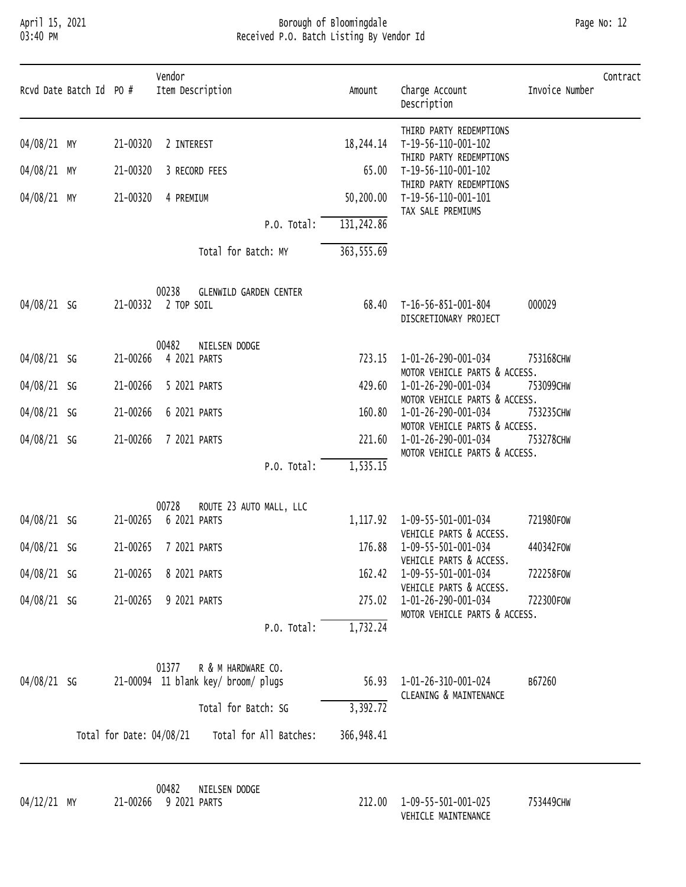Borough of Bloomingdale
Received P.O. Batch Listing By Vendor Id

| Rcvd Date | Batch Id | PO # | Vendor / Item Description | Amount | Charge Account / Description | Invoice Number | Contract |
|---|---|---|---|---|---|---|---|
| | | | | | THIRD PARTY REDEMPTIONS | | |
| 04/08/21 | MY | 21-00320 | 2 INTEREST | 18,244.14 | T-19-56-110-001-102 THIRD PARTY REDEMPTIONS | | |
| 04/08/21 | MY | 21-00320 | 3 RECORD FEES | 65.00 | T-19-56-110-001-102 THIRD PARTY REDEMPTIONS | | |
| 04/08/21 | MY | 21-00320 | 4 PREMIUM | 50,200.00 | T-19-56-110-001-101 TAX SALE PREMIUMS | | |
| | | | P.O. Total: | 131,242.86 | | | |
| | | | Total for Batch: MY | 363,555.69 | | | |
| | | | 00238 GLENWILD GARDEN CENTER | | | | |
| 04/08/21 | SG | 21-00332 | 2 TOP SOIL | 68.40 | T-16-56-851-001-804 DISCRETIONARY PROJECT | 000029 | |
| | | | 00482 NIELSEN DODGE | | | | |
| 04/08/21 | SG | 21-00266 | 4 2021 PARTS | 723.15 | 1-01-26-290-001-034 MOTOR VEHICLE PARTS & ACCESS. | 753168CHW | |
| 04/08/21 | SG | 21-00266 | 5 2021 PARTS | 429.60 | 1-01-26-290-001-034 MOTOR VEHICLE PARTS & ACCESS. | 753099CHW | |
| 04/08/21 | SG | 21-00266 | 6 2021 PARTS | 160.80 | 1-01-26-290-001-034 MOTOR VEHICLE PARTS & ACCESS. | 753235CHW | |
| 04/08/21 | SG | 21-00266 | 7 2021 PARTS | 221.60 | 1-01-26-290-001-034 MOTOR VEHICLE PARTS & ACCESS. | 753278CHW | |
| | | | P.O. Total: | 1,535.15 | | | |
| | | | 00728 ROUTE 23 AUTO MALL, LLC | | | | |
| 04/08/21 | SG | 21-00265 | 6 2021 PARTS | 1,117.92 | 1-09-55-501-001-034 VEHICLE PARTS & ACCESS. | 721980FOW | |
| 04/08/21 | SG | 21-00265 | 7 2021 PARTS | 176.88 | 1-09-55-501-001-034 VEHICLE PARTS & ACCESS. | 440342FOW | |
| 04/08/21 | SG | 21-00265 | 8 2021 PARTS | 162.42 | 1-09-55-501-001-034 VEHICLE PARTS & ACCESS. | 722258FOW | |
| 04/08/21 | SG | 21-00265 | 9 2021 PARTS | 275.02 | 1-01-26-290-001-034 MOTOR VEHICLE PARTS & ACCESS. | 722300FOW | |
| | | | P.O. Total: | 1,732.24 | | | |
| | | | 01377 R & M HARDWARE CO. | | | | |
| 04/08/21 | SG | 21-00094 | 11 blank key/ broom/ plugs | 56.93 | 1-01-26-310-001-024 CLEANING & MAINTENANCE | B67260 | |
| | | | Total for Batch: SG | 3,392.72 | | | |
| | Total for Date: 04/08/21 | | Total for All Batches: | 366,948.41 | | | |
| | | | 00482 NIELSEN DODGE | | | | |
| 04/12/21 | MY | 21-00266 | 9 2021 PARTS | 212.00 | 1-09-55-501-001-025 VEHICLE MAINTENANCE | 753449CHW | |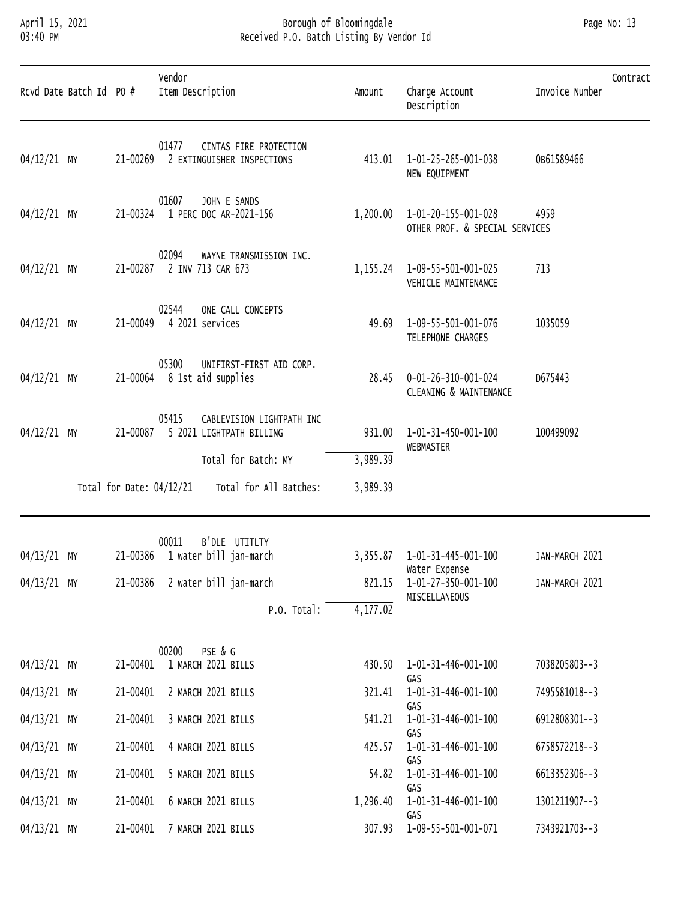| Rcvd Date | Batch Id | PO # | Vendor / Item Description | Amount | Charge Account / Description | Invoice Number | Contract |
|---|---|---|---|---|---|---|---|
| | | | 01477 CINTAS FIRE PROTECTION | | | | |
| 04/12/21 | MY | 21-00269 | 2 EXTINGUISHER INSPECTIONS | 413.01 | 1-01-25-265-001-038 NEW EQUIPMENT | 0B61589466 | |
| | | | 01607 JOHN E SANDS | | | | |
| 04/12/21 | MY | 21-00324 | 1 PERC DOC AR-2021-156 | 1,200.00 | 1-01-20-155-001-028 OTHER PROF. & SPECIAL SERVICES | 4959 | |
| | | | 02094 WAYNE TRANSMISSION INC. | | | | |
| 04/12/21 | MY | 21-00287 | 2 INV 713 CAR 673 | 1,155.24 | 1-09-55-501-001-025 VEHICLE MAINTENANCE | 713 | |
| | | | 02544 ONE CALL CONCEPTS | | | | |
| 04/12/21 | MY | 21-00049 | 4 2021 services | 49.69 | 1-09-55-501-001-076 TELEPHONE CHARGES | 1035059 | |
| | | | 05300 UNIFIRST-FIRST AID CORP. | | | | |
| 04/12/21 | MY | 21-00064 | 8 1st aid supplies | 28.45 | 0-01-26-310-001-024 CLEANING & MAINTENANCE | D675443 | |
| | | | 05415 CABLEVISION LIGHTPATH INC | | | | |
| 04/12/21 | MY | 21-00087 | 5 2021 LIGHTPATH BILLING | 931.00 | 1-01-31-450-001-100 WEBMASTER | 100499092 | |
| | | | Total for Batch: MY | 3,989.39 | | | |
| Total for Date: 04/12/21 | | | Total for All Batches: | 3,989.39 | | | |
| | | | 00011 B'DLE UTITLTY | | | | |
| 04/13/21 | MY | 21-00386 | 1 water bill jan-march | 3,355.87 | 1-01-31-445-001-100 Water Expense | JAN-MARCH 2021 | |
| 04/13/21 | MY | 21-00386 | 2 water bill jan-march | 821.15 | 1-01-27-350-001-100 MISCELLANEOUS | JAN-MARCH 2021 | |
| | | | P.O. Total: | 4,177.02 | | | |
| | | | 00200 PSE & G | | | | |
| 04/13/21 | MY | 21-00401 | 1 MARCH 2021 BILLS | 430.50 | 1-01-31-446-001-100 GAS | 7038205803--3 | |
| 04/13/21 | MY | 21-00401 | 2 MARCH 2021 BILLS | 321.41 | 1-01-31-446-001-100 GAS | 7495581018--3 | |
| 04/13/21 | MY | 21-00401 | 3 MARCH 2021 BILLS | 541.21 | 1-01-31-446-001-100 GAS | 6912808301--3 | |
| 04/13/21 | MY | 21-00401 | 4 MARCH 2021 BILLS | 425.57 | 1-01-31-446-001-100 GAS | 6758572218--3 | |
| 04/13/21 | MY | 21-00401 | 5 MARCH 2021 BILLS | 54.82 | 1-01-31-446-001-100 GAS | 6613352306--3 | |
| 04/13/21 | MY | 21-00401 | 6 MARCH 2021 BILLS | 1,296.40 | 1-01-31-446-001-100 GAS | 1301211907--3 | |
| 04/13/21 | MY | 21-00401 | 7 MARCH 2021 BILLS | 307.93 | 1-09-55-501-001-071 | 7343921703--3 | |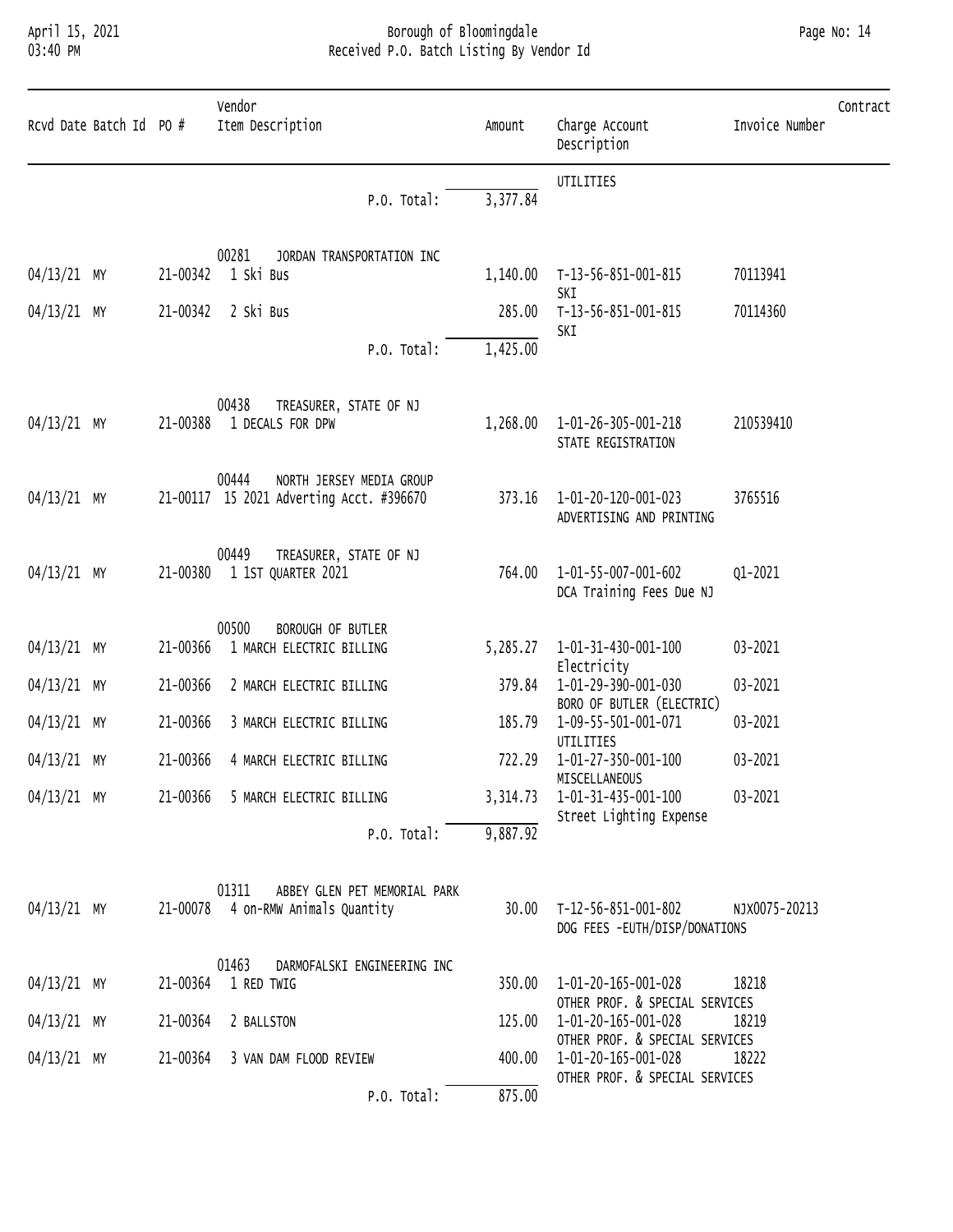| Rcvd Date | Batch Id | PO # | Vendor Item Description | Amount | Charge Account Description | Invoice Number | Contract |
|---|---|---|---|---|---|---|---|
| | | | | | UTILITIES | | |
| | | | P.O. Total: | 3,377.84 | | | |
| | | | 00281 JORDAN TRANSPORTATION INC | | | | |
| 04/13/21 | MY | 21-00342 | 1 Ski Bus | 1,140.00 | T-13-56-851-001-815 SKI | 70113941 | |
| 04/13/21 | MY | 21-00342 | 2 Ski Bus | 285.00 | T-13-56-851-001-815 SKI | 70114360 | |
| | | | P.O. Total: | 1,425.00 | | | |
| | | | 00438 TREASURER, STATE OF NJ | | | | |
| 04/13/21 | MY | 21-00388 | 1 DECALS FOR DPW | 1,268.00 | 1-01-26-305-001-218 STATE REGISTRATION | 210539410 | |
| | | | 00444 NORTH JERSEY MEDIA GROUP | | | | |
| 04/13/21 | MY | 21-00117 | 15 2021 Adverting Acct. #396670 | 373.16 | 1-01-20-120-001-023 ADVERTISING AND PRINTING | 3765516 | |
| | | | 00449 TREASURER, STATE OF NJ | | | | |
| 04/13/21 | MY | 21-00380 | 1 1ST QUARTER 2021 | 764.00 | 1-01-55-007-001-602 DCA Training Fees Due NJ | Q1-2021 | |
| | | | 00500 BOROUGH OF BUTLER | | | | |
| 04/13/21 | MY | 21-00366 | 1 MARCH ELECTRIC BILLING | 5,285.27 | 1-01-31-430-001-100 Electricity | 03-2021 | |
| 04/13/21 | MY | 21-00366 | 2 MARCH ELECTRIC BILLING | 379.84 | 1-01-29-390-001-030 BORO OF BUTLER (ELECTRIC) | 03-2021 | |
| 04/13/21 | MY | 21-00366 | 3 MARCH ELECTRIC BILLING | 185.79 | 1-09-55-501-001-071 UTILITIES | 03-2021 | |
| 04/13/21 | MY | 21-00366 | 4 MARCH ELECTRIC BILLING | 722.29 | 1-01-27-350-001-100 MISCELLANEOUS | 03-2021 | |
| 04/13/21 | MY | 21-00366 | 5 MARCH ELECTRIC BILLING | 3,314.73 | 1-01-31-435-001-100 Street Lighting Expense | 03-2021 | |
| | | | P.O. Total: | 9,887.92 | | | |
| | | | 01311 ABBEY GLEN PET MEMORIAL PARK | | | | |
| 04/13/21 | MY | 21-00078 | 4 on-RMW Animals Quantity | 30.00 | T-12-56-851-001-802 DOG FEES -EUTH/DISP/DONATIONS | NJX0075-20213 | |
| | | | 01463 DARMOFALSKI ENGINEERING INC | | | | |
| 04/13/21 | MY | 21-00364 | 1 RED TWIG | 350.00 | 1-01-20-165-001-028 OTHER PROF. & SPECIAL SERVICES | 18218 | |
| 04/13/21 | MY | 21-00364 | 2 BALLSTON | 125.00 | 1-01-20-165-001-028 OTHER PROF. & SPECIAL SERVICES | 18219 | |
| 04/13/21 | MY | 21-00364 | 3 VAN DAM FLOOD REVIEW | 400.00 | 1-01-20-165-001-028 OTHER PROF. & SPECIAL SERVICES | 18222 | |
| | | | P.O. Total: | 875.00 | | | |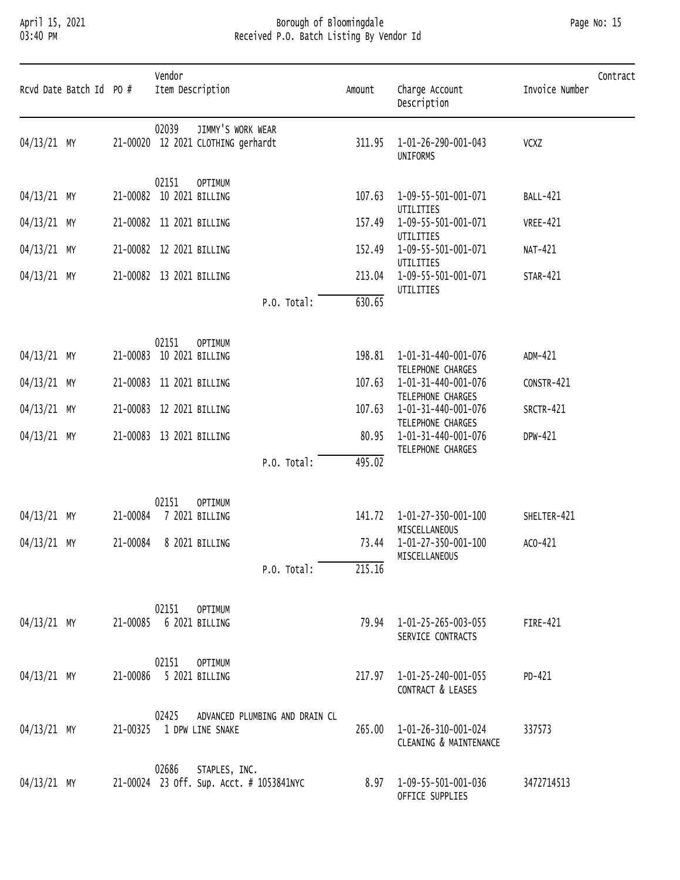# Borough of Bloomingdale

## Received P.O. Batch Listing By Vendor Id

April 15, 2021
03:40 PM

| Rcvd Date | Batch Id | PO # | Vendor / Item Description | Amount | Charge Account / Description | Invoice Number | Contract |
|---|---|---|---|---|---|---|---|
| | | | 02039 JIMMY'S WORK WEAR | | | | |
| 04/13/21 | MY | 21-00020 | 12 2021 CLOTHING gerhardt | 311.95 | 1-01-26-290-001-043 UNIFORMS | VCXZ | |
| | | | 02151 OPTIMUM | | | | |
| 04/13/21 | MY | 21-00082 | 10 2021 BILLING | 107.63 | 1-09-55-501-001-071 UTILITIES | BALL-421 | |
| 04/13/21 | MY | 21-00082 | 11 2021 BILLING | 157.49 | 1-09-55-501-001-071 UTILITIES | VREE-421 | |
| 04/13/21 | MY | 21-00082 | 12 2021 BILLING | 152.49 | 1-09-55-501-001-071 UTILITIES | NAT-421 | |
| 04/13/21 | MY | 21-00082 | 13 2021 BILLING | 213.04 | 1-09-55-501-001-071 UTILITIES | STAR-421 | |
| | | | P.O. Total: | 630.65 | | | |
| | | | 02151 OPTIMUM | | | | |
| 04/13/21 | MY | 21-00083 | 10 2021 BILLING | 198.81 | 1-01-31-440-001-076 TELEPHONE CHARGES | ADM-421 | |
| 04/13/21 | MY | 21-00083 | 11 2021 BILLING | 107.63 | 1-01-31-440-001-076 TELEPHONE CHARGES | CONSTR-421 | |
| 04/13/21 | MY | 21-00083 | 12 2021 BILLING | 107.63 | 1-01-31-440-001-076 TELEPHONE CHARGES | SRCTR-421 | |
| 04/13/21 | MY | 21-00083 | 13 2021 BILLING | 80.95 | 1-01-31-440-001-076 TELEPHONE CHARGES | DPW-421 | |
| | | | P.O. Total: | 495.02 | | | |
| | | | 02151 OPTIMUM | | | | |
| 04/13/21 | MY | 21-00084 | 7 2021 BILLING | 141.72 | 1-01-27-350-001-100 MISCELLANEOUS | SHELTER-421 | |
| 04/13/21 | MY | 21-00084 | 8 2021 BILLING | 73.44 | 1-01-27-350-001-100 MISCELLANEOUS | ACO-421 | |
| | | | P.O. Total: | 215.16 | | | |
| | | | 02151 OPTIMUM | | | | |
| 04/13/21 | MY | 21-00085 | 6 2021 BILLING | 79.94 | 1-01-25-265-003-055 SERVICE CONTRACTS | FIRE-421 | |
| | | | 02151 OPTIMUM | | | | |
| 04/13/21 | MY | 21-00086 | 5 2021 BILLING | 217.97 | 1-01-25-240-001-055 CONTRACT & LEASES | PD-421 | |
| | | | 02425 ADVANCED PLUMBING AND DRAIN CL | | | | |
| 04/13/21 | MY | 21-00325 | 1 DPW LINE SNAKE | 265.00 | 1-01-26-310-001-024 CLEANING & MAINTENANCE | 337573 | |
| | | | 02686 STAPLES, INC. | | | | |
| 04/13/21 | MY | 21-00024 | 23 Off. Sup. Acct. # 1053841NYC | 8.97 | 1-09-55-501-001-036 OFFICE SUPPLIES | 3472714513 | |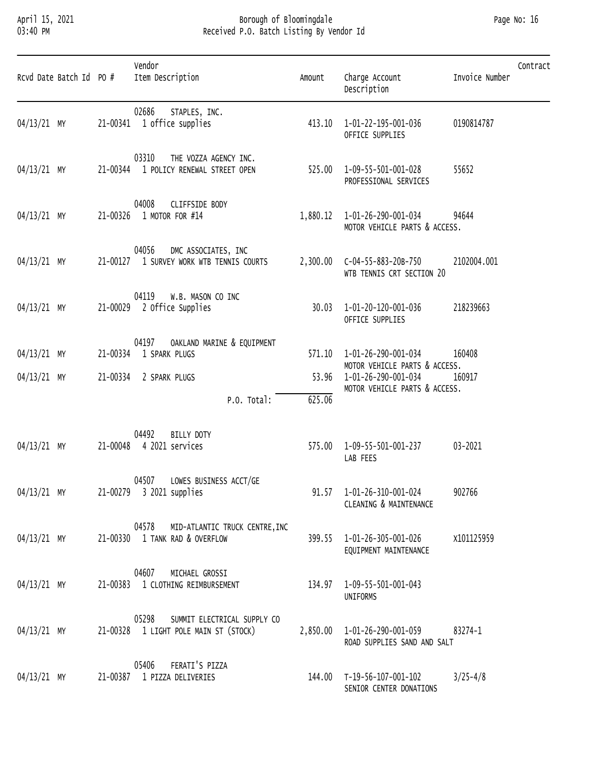# Borough of Bloomingdale

## Received P.O. Batch Listing By Vendor Id

| Rcvd Date | Batch Id | PO # | Vendor / Item Description | Amount | Charge Account / Description | Invoice Number | Contract |
|---|---|---|---|---|---|---|---|
| | | | 02686 STAPLES, INC. | | | | |
| 04/13/21 | MY | 21-00341 | 1 office supplies | 413.10 | 1-01-22-195-001-036 OFFICE SUPPLIES | 0190814787 | |
| | | | 03310 THE VOZZA AGENCY INC. | | | | |
| 04/13/21 | MY | 21-00344 | 1 POLICY RENEWAL STREET OPEN | 525.00 | 1-09-55-501-001-028 PROFESSIONAL SERVICES | 55652 | |
| | | | 04008 CLIFFSIDE BODY | | | | |
| 04/13/21 | MY | 21-00326 | 1 MOTOR FOR #14 | 1,880.12 | 1-01-26-290-001-034 MOTOR VEHICLE PARTS & ACCESS. | 94644 | |
| | | | 04056 DMC ASSOCIATES, INC | | | | |
| 04/13/21 | MY | 21-00127 | 1 SURVEY WORK WTB TENNIS COURTS | 2,300.00 | C-04-55-883-20B-750 WTB TENNIS CRT SECTION 20 | 2102004.001 | |
| | | | 04119 W.B. MASON CO INC | | | | |
| 04/13/21 | MY | 21-00029 | 2 Office Supplies | 30.03 | 1-01-20-120-001-036 OFFICE SUPPLIES | 218239663 | |
| | | | 04197 OAKLAND MARINE & EQUIPMENT | | | | |
| 04/13/21 | MY | 21-00334 | 1 SPARK PLUGS | 571.10 | 1-01-26-290-001-034 MOTOR VEHICLE PARTS & ACCESS. | 160408 | |
| 04/13/21 | MY | 21-00334 | 2 SPARK PLUGS | 53.96 | 1-01-26-290-001-034 MOTOR VEHICLE PARTS & ACCESS. | 160917 | |
| | | | P.O. Total: | 625.06 | | | |
| | | | 04492 BILLY DOTY | | | | |
| 04/13/21 | MY | 21-00048 | 4 2021 services | 575.00 | 1-09-55-501-001-237 LAB FEES | 03-2021 | |
| | | | 04507 LOWES BUSINESS ACCT/GE | | | | |
| 04/13/21 | MY | 21-00279 | 3 2021 supplies | 91.57 | 1-01-26-310-001-024 CLEANING & MAINTENANCE | 902766 | |
| | | | 04578 MID-ATLANTIC TRUCK CENTRE,INC | | | | |
| 04/13/21 | MY | 21-00330 | 1 TANK RAD & OVERFLOW | 399.55 | 1-01-26-305-001-026 EQUIPMENT MAINTENANCE | X101125959 | |
| | | | 04607 MICHAEL GROSSI | | | | |
| 04/13/21 | MY | 21-00383 | 1 CLOTHING REIMBURSEMENT | 134.97 | 1-09-55-501-001-043 UNIFORMS | | |
| | | | 05298 SUMMIT ELECTRICAL SUPPLY CO | | | | |
| 04/13/21 | MY | 21-00328 | 1 LIGHT POLE MAIN ST (STOCK) | 2,850.00 | 1-01-26-290-001-059 ROAD SUPPLIES SAND AND SALT | 83274-1 | |
| | | | 05406 FERATI'S PIZZA | | | | |
| 04/13/21 | MY | 21-00387 | 1 PIZZA DELIVERIES | 144.00 | T-19-56-107-001-102 SENIOR CENTER DONATIONS | 3/25-4/8 | |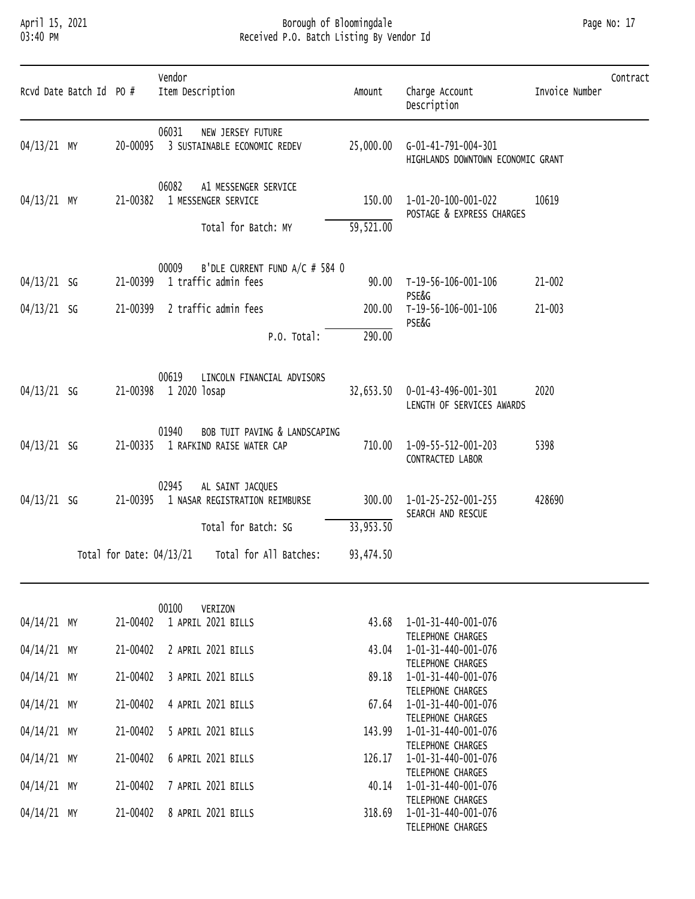# Borough of Bloomingdale

## Received P.O. Batch Listing By Vendor Id

April 15, 2021
03:40 PM

| Rcvd Date | Batch Id | PO # | Vendor / Item Description | Amount | Charge Account / Description | Invoice Number | Contract |
|---|---|---|---|---|---|---|---|
| | | | 06031 NEW JERSEY FUTURE | | | | |
| 04/13/21 | MY | 20-00095 | 3 SUSTAINABLE ECONOMIC REDEV | 25,000.00 | G-01-41-791-004-301 HIGHLANDS DOWNTOWN ECONOMIC GRANT | | |
| | | | 06082 A1 MESSENGER SERVICE | | | | |
| 04/13/21 | MY | 21-00382 | 1 MESSENGER SERVICE | 150.00 | 1-01-20-100-001-022 POSTAGE & EXPRESS CHARGES | 10619 | |
| | | | Total for Batch: MY | 59,521.00 | | | |
| | | | 00009 B'DLE CURRENT FUND A/C # 584 0 | | | | |
| 04/13/21 | SG | 21-00399 | 1 traffic admin fees | 90.00 | T-19-56-106-001-106 PSE&G | 21-002 | |
| 04/13/21 | SG | 21-00399 | 2 traffic admin fees | 200.00 | T-19-56-106-001-106 PSE&G | 21-003 | |
| | | | P.O. Total: | 290.00 | | | |
| | | | 00619 LINCOLN FINANCIAL ADVISORS | | | | |
| 04/13/21 | SG | 21-00398 | 1 2020 losap | 32,653.50 | 0-01-43-496-001-301 LENGTH OF SERVICES AWARDS | 2020 | |
| | | | 01940 BOB TUIT PAVING & LANDSCAPING | | | | |
| 04/13/21 | SG | 21-00335 | 1 RAFKIND RAISE WATER CAP | 710.00 | 1-09-55-512-001-203 CONTRACTED LABOR | 5398 | |
| | | | 02945 AL SAINT JACQUES | | | | |
| 04/13/21 | SG | 21-00395 | 1 NASAR REGISTRATION REIMBURSE | 300.00 | 1-01-25-252-001-255 SEARCH AND RESCUE | 428690 | |
| | | | Total for Batch: SG | 33,953.50 | | | |
| | | | Total for Date: 04/13/21 Total for All Batches: | 93,474.50 | | | |
| | | | 00100 VERIZON | | | | |
| 04/14/21 | MY | 21-00402 | 1 APRIL 2021 BILLS | 43.68 | 1-01-31-440-001-076 TELEPHONE CHARGES | | |
| 04/14/21 | MY | 21-00402 | 2 APRIL 2021 BILLS | 43.04 | 1-01-31-440-001-076 TELEPHONE CHARGES | | |
| 04/14/21 | MY | 21-00402 | 3 APRIL 2021 BILLS | 89.18 | 1-01-31-440-001-076 TELEPHONE CHARGES | | |
| 04/14/21 | MY | 21-00402 | 4 APRIL 2021 BILLS | 67.64 | 1-01-31-440-001-076 TELEPHONE CHARGES | | |
| 04/14/21 | MY | 21-00402 | 5 APRIL 2021 BILLS | 143.99 | 1-01-31-440-001-076 TELEPHONE CHARGES | | |
| 04/14/21 | MY | 21-00402 | 6 APRIL 2021 BILLS | 126.17 | 1-01-31-440-001-076 TELEPHONE CHARGES | | |
| 04/14/21 | MY | 21-00402 | 7 APRIL 2021 BILLS | 40.14 | 1-01-31-440-001-076 TELEPHONE CHARGES | | |
| 04/14/21 | MY | 21-00402 | 8 APRIL 2021 BILLS | 318.69 | 1-01-31-440-001-076 TELEPHONE CHARGES | | |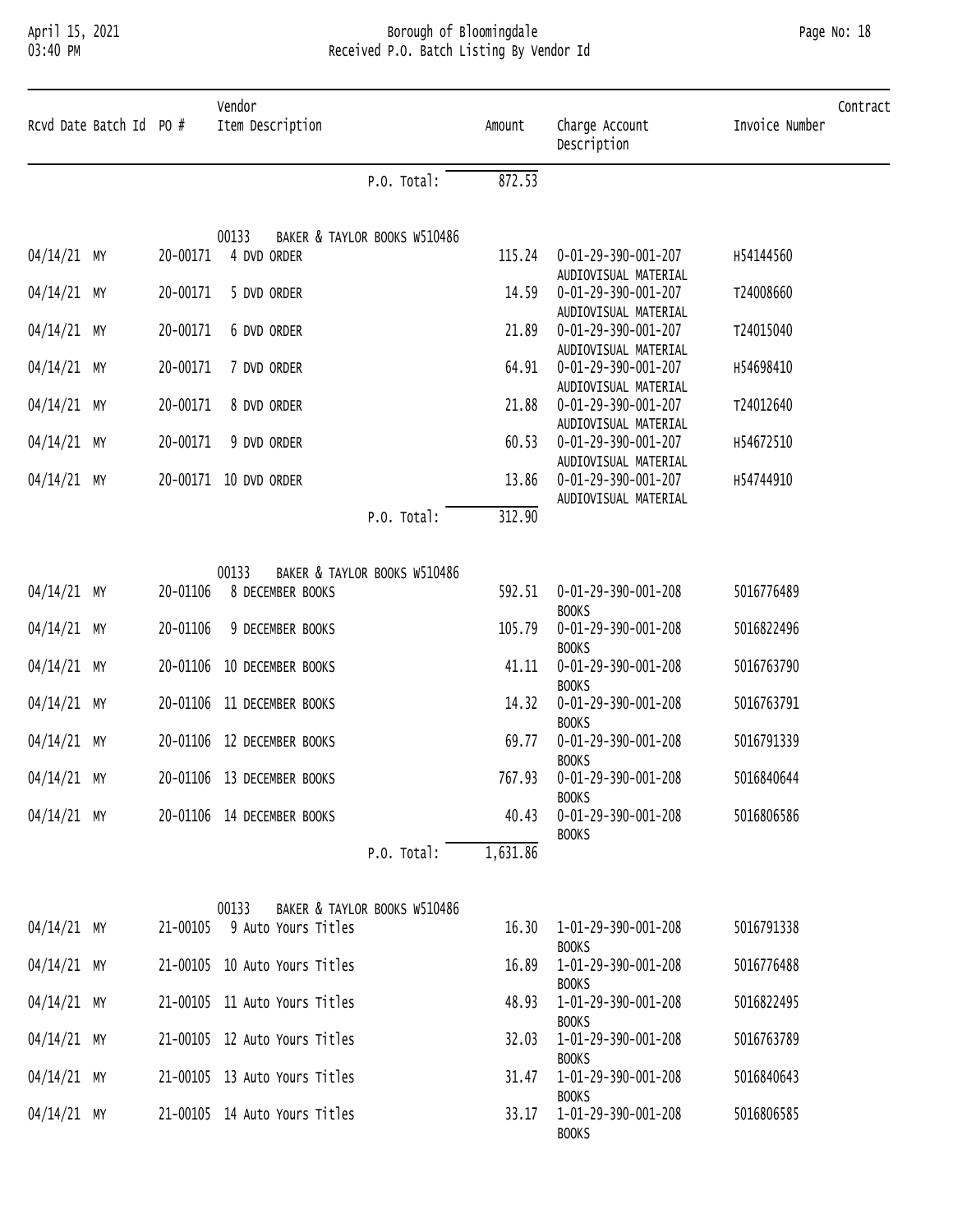| Rcvd Date | Batch Id | PO # | Vendor / Item Description | Amount | Charge Account / Description | Invoice Number | Contract |
|---|---|---|---|---|---|---|---|
| | | | P.O. Total: | 872.53 | | | |
| | | | 00133 BAKER & TAYLOR BOOKS W510486 | | | | |
| 04/14/21 | MY | 20-00171 | 4 DVD ORDER | 115.24 | 0-01-29-390-001-207 AUDIOVISUAL MATERIAL | H54144560 | |
| 04/14/21 | MY | 20-00171 | 5 DVD ORDER | 14.59 | 0-01-29-390-001-207 AUDIOVISUAL MATERIAL | T24008660 | |
| 04/14/21 | MY | 20-00171 | 6 DVD ORDER | 21.89 | 0-01-29-390-001-207 AUDIOVISUAL MATERIAL | T24015040 | |
| 04/14/21 | MY | 20-00171 | 7 DVD ORDER | 64.91 | 0-01-29-390-001-207 AUDIOVISUAL MATERIAL | H54698410 | |
| 04/14/21 | MY | 20-00171 | 8 DVD ORDER | 21.88 | 0-01-29-390-001-207 AUDIOVISUAL MATERIAL | T24012640 | |
| 04/14/21 | MY | 20-00171 | 9 DVD ORDER | 60.53 | 0-01-29-390-001-207 AUDIOVISUAL MATERIAL | H54672510 | |
| 04/14/21 | MY | 20-00171 | 10 DVD ORDER | 13.86 | 0-01-29-390-001-207 AUDIOVISUAL MATERIAL | H54744910 | |
| | | | P.O. Total: | 312.90 | | | |
| | | | 00133 BAKER & TAYLOR BOOKS W510486 | | | | |
| 04/14/21 | MY | 20-01106 | 8 DECEMBER BOOKS | 592.51 | 0-01-29-390-001-208 BOOKS | 5016776489 | |
| 04/14/21 | MY | 20-01106 | 9 DECEMBER BOOKS | 105.79 | 0-01-29-390-001-208 BOOKS | 5016822496 | |
| 04/14/21 | MY | 20-01106 | 10 DECEMBER BOOKS | 41.11 | 0-01-29-390-001-208 BOOKS | 5016763790 | |
| 04/14/21 | MY | 20-01106 | 11 DECEMBER BOOKS | 14.32 | 0-01-29-390-001-208 BOOKS | 5016763791 | |
| 04/14/21 | MY | 20-01106 | 12 DECEMBER BOOKS | 69.77 | 0-01-29-390-001-208 BOOKS | 5016791339 | |
| 04/14/21 | MY | 20-01106 | 13 DECEMBER BOOKS | 767.93 | 0-01-29-390-001-208 BOOKS | 5016840644 | |
| 04/14/21 | MY | 20-01106 | 14 DECEMBER BOOKS | 40.43 | 0-01-29-390-001-208 BOOKS | 5016806586 | |
| | | | P.O. Total: | 1,631.86 | | | |
| | | | 00133 BAKER & TAYLOR BOOKS W510486 | | | | |
| 04/14/21 | MY | 21-00105 | 9 Auto Yours Titles | 16.30 | 1-01-29-390-001-208 BOOKS | 5016791338 | |
| 04/14/21 | MY | 21-00105 | 10 Auto Yours Titles | 16.89 | 1-01-29-390-001-208 BOOKS | 5016776488 | |
| 04/14/21 | MY | 21-00105 | 11 Auto Yours Titles | 48.93 | 1-01-29-390-001-208 BOOKS | 5016822495 | |
| 04/14/21 | MY | 21-00105 | 12 Auto Yours Titles | 32.03 | 1-01-29-390-001-208 BOOKS | 5016763789 | |
| 04/14/21 | MY | 21-00105 | 13 Auto Yours Titles | 31.47 | 1-01-29-390-001-208 BOOKS | 5016840643 | |
| 04/14/21 | MY | 21-00105 | 14 Auto Yours Titles | 33.17 | 1-01-29-390-001-208 BOOKS | 5016806585 | |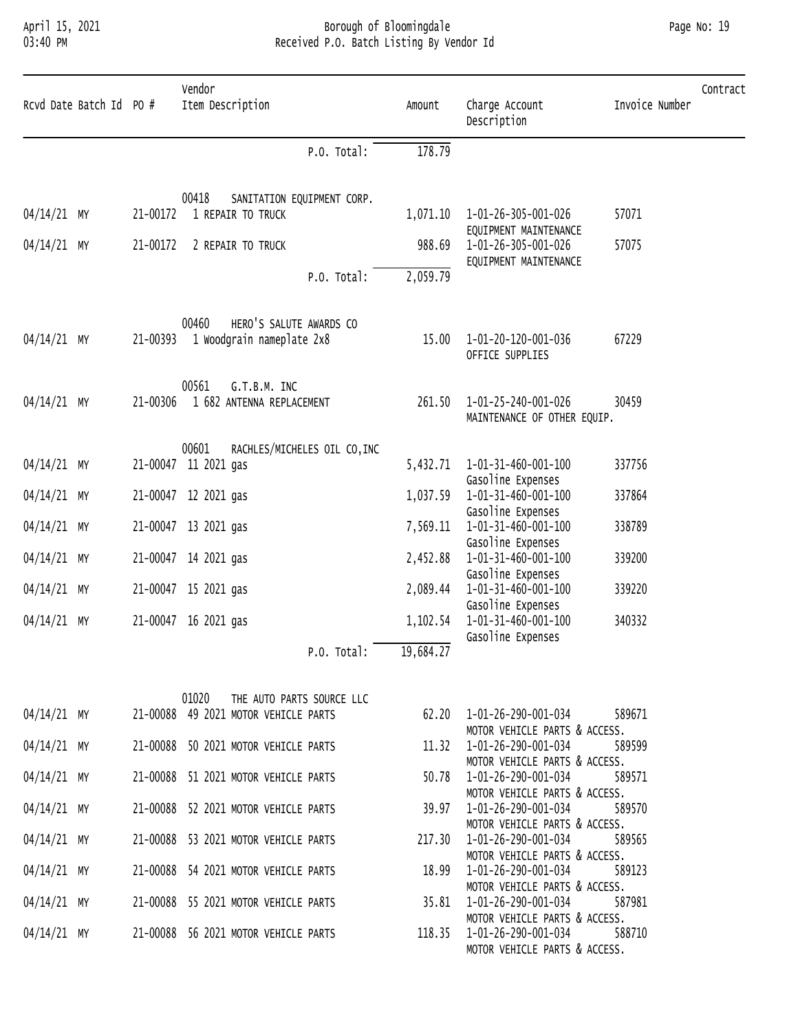| Rcvd Date | Batch Id | PO # | Vendor<br>Item Description | Amount | Charge Account<br>Description | Invoice Number | Contract |
|---|---|---|---|---|---|---|---|
| | | | P.O. Total: | 178.79 | | | |
| | | | 00418 SANITATION EQUIPMENT CORP. | | | | |
| 04/14/21 | MY | 21-00172 | 1 REPAIR TO TRUCK | 1,071.10 | 1-01-26-305-001-026<br>EQUIPMENT MAINTENANCE | 57071 | |
| 04/14/21 | MY | 21-00172 | 2 REPAIR TO TRUCK | 988.69 | 1-01-26-305-001-026<br>EQUIPMENT MAINTENANCE | 57075 | |
| | | | P.O. Total: | 2,059.79 | | | |
| | | | 00460 HERO'S SALUTE AWARDS CO | | | | |
| 04/14/21 | MY | 21-00393 | 1 Woodgrain nameplate 2x8 | 15.00 | 1-01-20-120-001-036<br>OFFICE SUPPLIES | 67229 | |
| | | | 00561 G.T.B.M. INC | | | | |
| 04/14/21 | MY | 21-00306 | 1 682 ANTENNA REPLACEMENT | 261.50 | 1-01-25-240-001-026<br>MAINTENANCE OF OTHER EQUIP. | 30459 | |
| | | | 00601 RACHLES/MICHELES OIL CO,INC | | | | |
| 04/14/21 | MY | 21-00047 | 11 2021 gas | 5,432.71 | 1-01-31-460-001-100<br>Gasoline Expenses | 337756 | |
| 04/14/21 | MY | 21-00047 | 12 2021 gas | 1,037.59 | 1-01-31-460-001-100<br>Gasoline Expenses | 337864 | |
| 04/14/21 | MY | 21-00047 | 13 2021 gas | 7,569.11 | 1-01-31-460-001-100<br>Gasoline Expenses | 338789 | |
| 04/14/21 | MY | 21-00047 | 14 2021 gas | 2,452.88 | 1-01-31-460-001-100<br>Gasoline Expenses | 339200 | |
| 04/14/21 | MY | 21-00047 | 15 2021 gas | 2,089.44 | 1-01-31-460-001-100<br>Gasoline Expenses | 339220 | |
| 04/14/21 | MY | 21-00047 | 16 2021 gas | 1,102.54 | 1-01-31-460-001-100<br>Gasoline Expenses | 340332 | |
| | | | P.O. Total: | 19,684.27 | | | |
| | | | 01020 THE AUTO PARTS SOURCE LLC | | | | |
| 04/14/21 | MY | 21-00088 | 49 2021 MOTOR VEHICLE PARTS | 62.20 | 1-01-26-290-001-034<br>MOTOR VEHICLE PARTS & ACCESS. | 589671 | |
| 04/14/21 | MY | 21-00088 | 50 2021 MOTOR VEHICLE PARTS | 11.32 | 1-01-26-290-001-034<br>MOTOR VEHICLE PARTS & ACCESS. | 589599 | |
| 04/14/21 | MY | 21-00088 | 51 2021 MOTOR VEHICLE PARTS | 50.78 | 1-01-26-290-001-034<br>MOTOR VEHICLE PARTS & ACCESS. | 589571 | |
| 04/14/21 | MY | 21-00088 | 52 2021 MOTOR VEHICLE PARTS | 39.97 | 1-01-26-290-001-034<br>MOTOR VEHICLE PARTS & ACCESS. | 589570 | |
| 04/14/21 | MY | 21-00088 | 53 2021 MOTOR VEHICLE PARTS | 217.30 | 1-01-26-290-001-034<br>MOTOR VEHICLE PARTS & ACCESS. | 589565 | |
| 04/14/21 | MY | 21-00088 | 54 2021 MOTOR VEHICLE PARTS | 18.99 | 1-01-26-290-001-034<br>MOTOR VEHICLE PARTS & ACCESS. | 589123 | |
| 04/14/21 | MY | 21-00088 | 55 2021 MOTOR VEHICLE PARTS | 35.81 | 1-01-26-290-001-034<br>MOTOR VEHICLE PARTS & ACCESS. | 587981 | |
| 04/14/21 | MY | 21-00088 | 56 2021 MOTOR VEHICLE PARTS | 118.35 | 1-01-26-290-001-034<br>MOTOR VEHICLE PARTS & ACCESS. | 588710 | |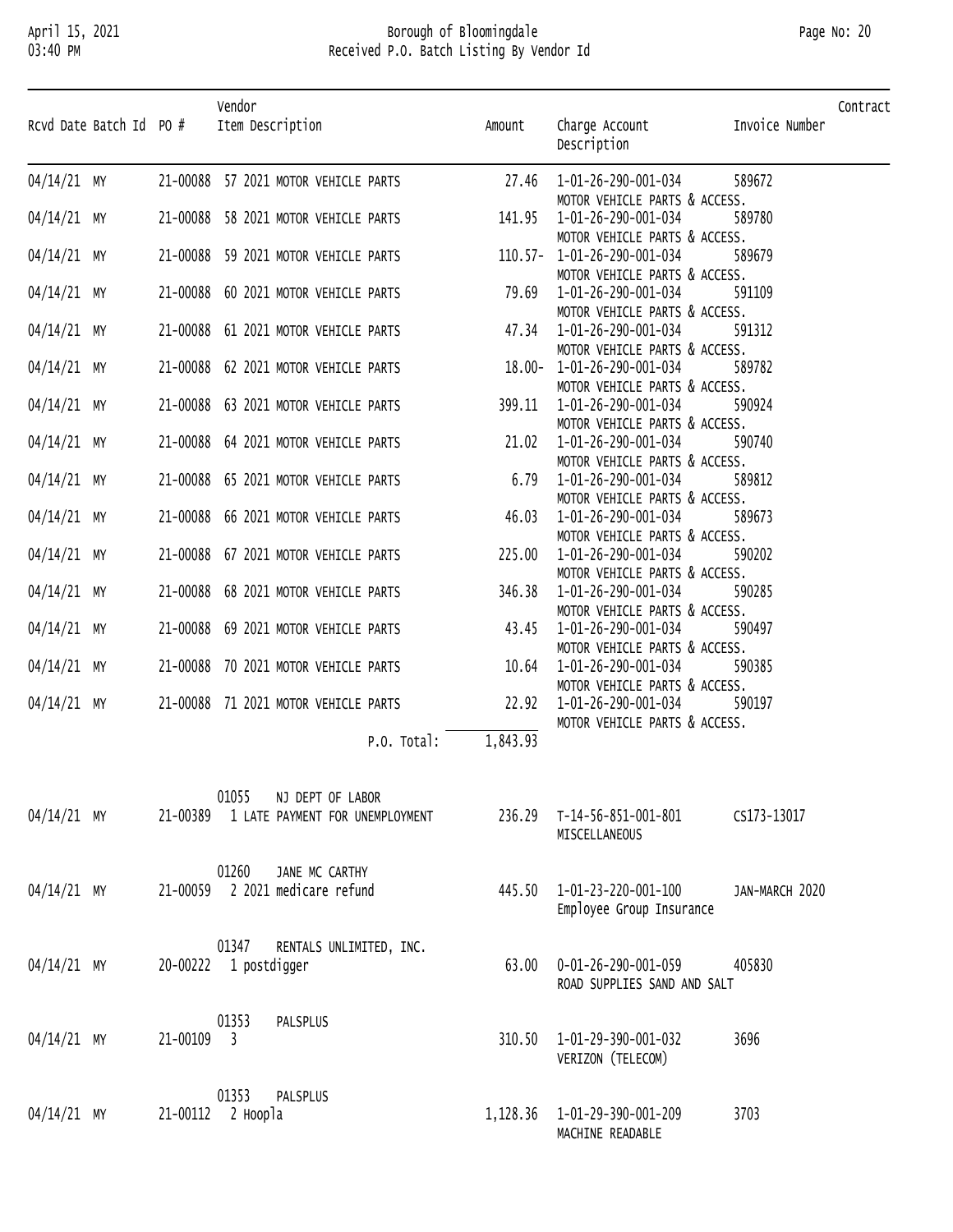# Borough of Bloomingdale

## Received P.O. Batch Listing By Vendor Id

| Rcvd Date | Batch Id | PO # | Vendor / Item Description | Amount | Charge Account / Description | Invoice Number | Contract |
|---|---|---|---|---|---|---|---|
| 04/14/21 | MY | 21-00088 | 57 2021 MOTOR VEHICLE PARTS | 27.46 | 1-01-26-290-001-034 MOTOR VEHICLE PARTS & ACCESS. | 589672 | |
| 04/14/21 | MY | 21-00088 | 58 2021 MOTOR VEHICLE PARTS | 141.95 | 1-01-26-290-001-034 MOTOR VEHICLE PARTS & ACCESS. | 589780 | |
| 04/14/21 | MY | 21-00088 | 59 2021 MOTOR VEHICLE PARTS | 110.57- | 1-01-26-290-001-034 MOTOR VEHICLE PARTS & ACCESS. | 589679 | |
| 04/14/21 | MY | 21-00088 | 60 2021 MOTOR VEHICLE PARTS | 79.69 | 1-01-26-290-001-034 MOTOR VEHICLE PARTS & ACCESS. | 591109 | |
| 04/14/21 | MY | 21-00088 | 61 2021 MOTOR VEHICLE PARTS | 47.34 | 1-01-26-290-001-034 MOTOR VEHICLE PARTS & ACCESS. | 591312 | |
| 04/14/21 | MY | 21-00088 | 62 2021 MOTOR VEHICLE PARTS | 18.00- | 1-01-26-290-001-034 MOTOR VEHICLE PARTS & ACCESS. | 589782 | |
| 04/14/21 | MY | 21-00088 | 63 2021 MOTOR VEHICLE PARTS | 399.11 | 1-01-26-290-001-034 MOTOR VEHICLE PARTS & ACCESS. | 590924 | |
| 04/14/21 | MY | 21-00088 | 64 2021 MOTOR VEHICLE PARTS | 21.02 | 1-01-26-290-001-034 MOTOR VEHICLE PARTS & ACCESS. | 590740 | |
| 04/14/21 | MY | 21-00088 | 65 2021 MOTOR VEHICLE PARTS | 6.79 | 1-01-26-290-001-034 MOTOR VEHICLE PARTS & ACCESS. | 589812 | |
| 04/14/21 | MY | 21-00088 | 66 2021 MOTOR VEHICLE PARTS | 46.03 | 1-01-26-290-001-034 MOTOR VEHICLE PARTS & ACCESS. | 589673 | |
| 04/14/21 | MY | 21-00088 | 67 2021 MOTOR VEHICLE PARTS | 225.00 | 1-01-26-290-001-034 MOTOR VEHICLE PARTS & ACCESS. | 590202 | |
| 04/14/21 | MY | 21-00088 | 68 2021 MOTOR VEHICLE PARTS | 346.38 | 1-01-26-290-001-034 MOTOR VEHICLE PARTS & ACCESS. | 590285 | |
| 04/14/21 | MY | 21-00088 | 69 2021 MOTOR VEHICLE PARTS | 43.45 | 1-01-26-290-001-034 MOTOR VEHICLE PARTS & ACCESS. | 590497 | |
| 04/14/21 | MY | 21-00088 | 70 2021 MOTOR VEHICLE PARTS | 10.64 | 1-01-26-290-001-034 MOTOR VEHICLE PARTS & ACCESS. | 590385 | |
| 04/14/21 | MY | 21-00088 | 71 2021 MOTOR VEHICLE PARTS | 22.92 | 1-01-26-290-001-034 MOTOR VEHICLE PARTS & ACCESS. | 590197 | |
| | | | P.O. Total: | 1,843.93 | | | |
| | | | 01055 NJ DEPT OF LABOR | | | | |
| 04/14/21 | MY | 21-00389 | 1 LATE PAYMENT FOR UNEMPLOYMENT | 236.29 | T-14-56-851-001-801 MISCELLANEOUS | CS173-13017 | |
| | | | 01260 JANE MC CARTHY | | | | |
| 04/14/21 | MY | 21-00059 | 2 2021 medicare refund | 445.50 | 1-01-23-220-001-100 Employee Group Insurance | JAN-MARCH 2020 | |
| | | | 01347 RENTALS UNLIMITED, INC. | | | | |
| 04/14/21 | MY | 20-00222 | 1 postdigger | 63.00 | 0-01-26-290-001-059 ROAD SUPPLIES SAND AND SALT | 405830 | |
| | | | 01353 PALSPLUS | | | | |
| 04/14/21 | MY | 21-00109 | 3 | 310.50 | 1-01-29-390-001-032 VERIZON (TELECOM) | 3696 | |
| | | | 01353 PALSPLUS | | | | |
| 04/14/21 | MY | 21-00112 | 2 Hoopla | 1,128.36 | 1-01-29-390-001-209 MACHINE READABLE | 3703 | |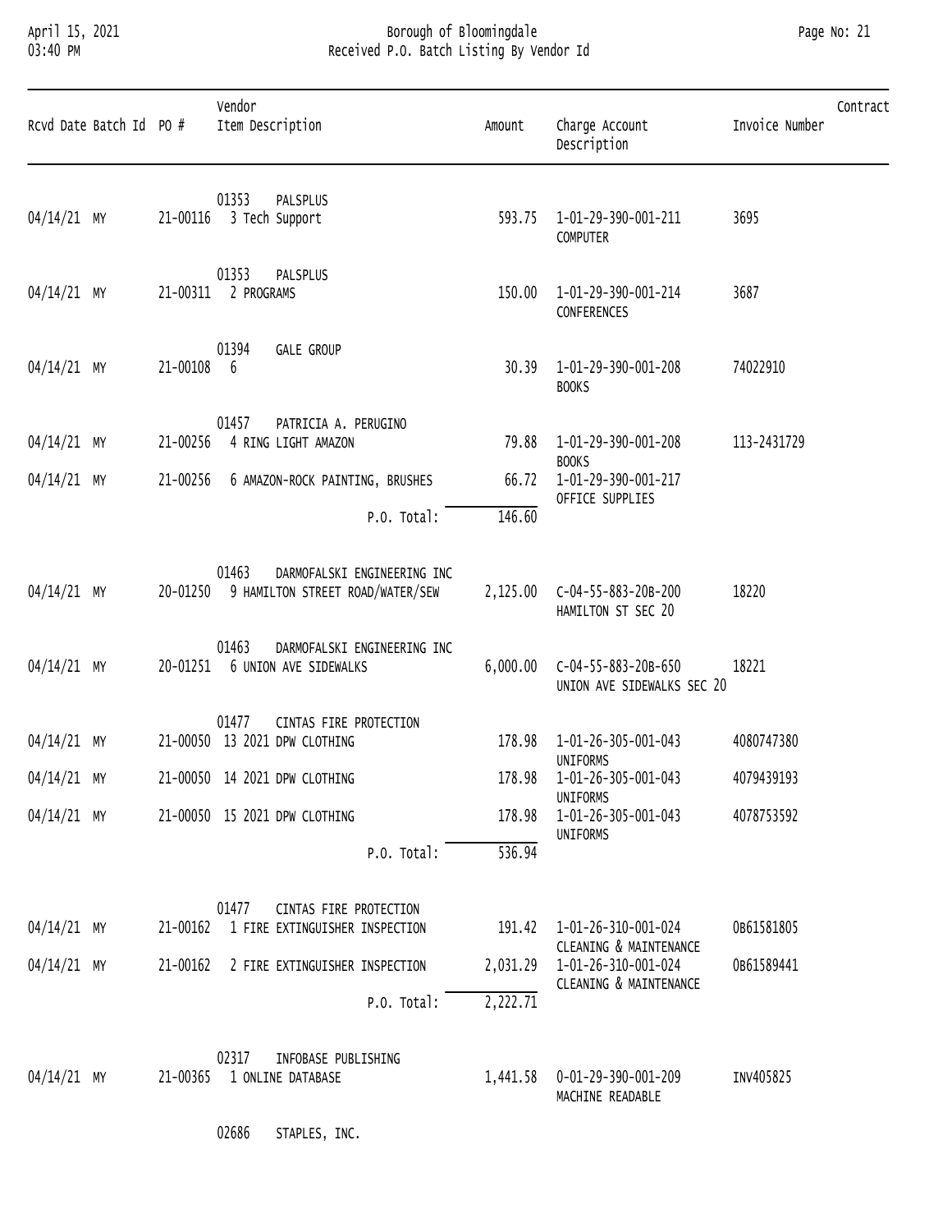| Rcvd Date | Batch Id | PO # | Vendor Item Description | Amount | Charge Account Description | Invoice Number | Contract |
|---|---|---|---|---|---|---|---|
| | | | 01353 PALSPLUS | | | | |
| 04/14/21 | MY | 21-00116 | 3 Tech Support | 593.75 | 1-01-29-390-001-211 COMPUTER | 3695 | |
| | | | 01353 PALSPLUS | | | | |
| 04/14/21 | MY | 21-00311 | 2 PROGRAMS | 150.00 | 1-01-29-390-001-214 CONFERENCES | 3687 | |
| | | | 01394 GALE GROUP | | | | |
| 04/14/21 | MY | 21-00108 | 6 | 30.39 | 1-01-29-390-001-208 BOOKS | 74022910 | |
| | | | 01457 PATRICIA A. PERUGINO | | | | |
| 04/14/21 | MY | 21-00256 | 4 RING LIGHT AMAZON | 79.88 | 1-01-29-390-001-208 BOOKS | 113-2431729 | |
| 04/14/21 | MY | 21-00256 | 6 AMAZON-ROCK PAINTING, BRUSHES | 66.72 | 1-01-29-390-001-217 OFFICE SUPPLIES | | |
| | | | P.O. Total: | 146.60 | | | |
| | | | 01463 DARMOFALSKI ENGINEERING INC | | | | |
| 04/14/21 | MY | 20-01250 | 9 HAMILTON STREET ROAD/WATER/SEW | 2,125.00 | C-04-55-883-20B-200 HAMILTON ST SEC 20 | 18220 | |
| | | | 01463 DARMOFALSKI ENGINEERING INC | | | | |
| 04/14/21 | MY | 20-01251 | 6 UNION AVE SIDEWALKS | 6,000.00 | C-04-55-883-20B-650 UNION AVE SIDEWALKS SEC 20 | 18221 | |
| | | | 01477 CINTAS FIRE PROTECTION | | | | |
| 04/14/21 | MY | 21-00050 | 13 2021 DPW CLOTHING | 178.98 | 1-01-26-305-001-043 UNIFORMS | 4080747380 | |
| 04/14/21 | MY | 21-00050 | 14 2021 DPW CLOTHING | 178.98 | 1-01-26-305-001-043 UNIFORMS | 4079439193 | |
| 04/14/21 | MY | 21-00050 | 15 2021 DPW CLOTHING | 178.98 | 1-01-26-305-001-043 UNIFORMS | 4078753592 | |
| | | | P.O. Total: | 536.94 | | | |
| | | | 01477 CINTAS FIRE PROTECTION | | | | |
| 04/14/21 | MY | 21-00162 | 1 FIRE EXTINGUISHER INSPECTION | 191.42 | 1-01-26-310-001-024 CLEANING & MAINTENANCE | 0B61581805 | |
| 04/14/21 | MY | 21-00162 | 2 FIRE EXTINGUISHER INSPECTION | 2,031.29 | 1-01-26-310-001-024 CLEANING & MAINTENANCE | 0B61589441 | |
| | | | P.O. Total: | 2,222.71 | | | |
| | | | 02317 INFOBASE PUBLISHING | | | | |
| 04/14/21 | MY | 21-00365 | 1 ONLINE DATABASE | 1,441.58 | 0-01-29-390-001-209 MACHINE READABLE | INV405825 | |
| | | | 02686 STAPLES, INC. | | | | |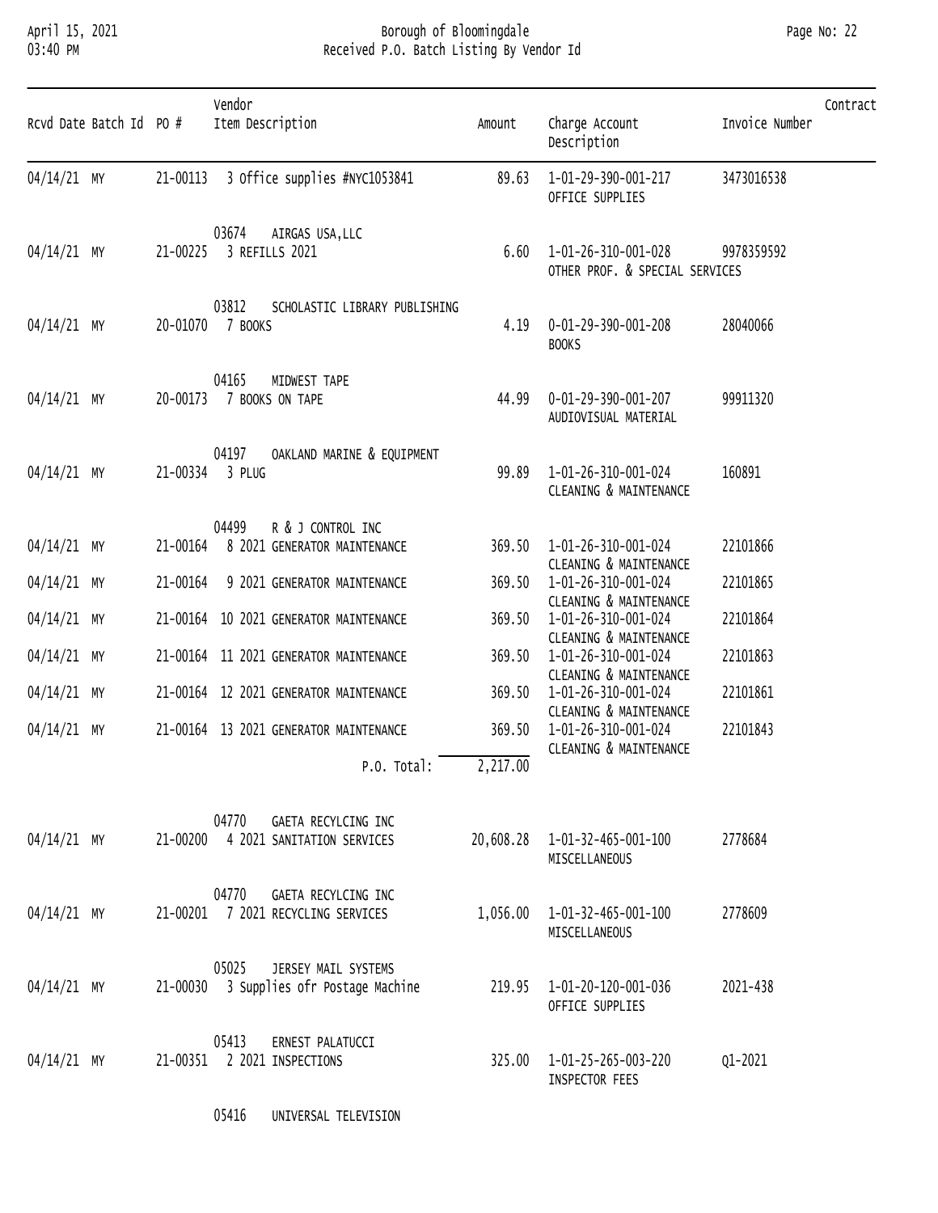# Borough of Bloomingdale

## Received P.O. Batch Listing By Vendor Id

| Rcvd Date | Batch Id | PO # | Vendor / Item Description | Amount | Charge Account / Description | Invoice Number | Contract |
|---|---|---|---|---|---|---|---|
| 04/14/21 | MY | 21-00113 | 3 Office supplies #NYC1053841 | 89.63 | 1-01-29-390-001-217 OFFICE SUPPLIES | 3473016538 | |
| | | | 03674 AIRGAS USA,LLC | | | | |
| 04/14/21 | MY | 21-00225 | 3 REFILLS 2021 | 6.60 | 1-01-26-310-001-028 OTHER PROF. & SPECIAL SERVICES | 9978359592 | |
| | | | 03812 SCHOLASTIC LIBRARY PUBLISHING | | | | |
| 04/14/21 | MY | 20-01070 | 7 BOOKS | 4.19 | 0-01-29-390-001-208 BOOKS | 28040066 | |
| | | | 04165 MIDWEST TAPE | | | | |
| 04/14/21 | MY | 20-00173 | 7 BOOKS ON TAPE | 44.99 | 0-01-29-390-001-207 AUDIOVISUAL MATERIAL | 99911320 | |
| | | | 04197 OAKLAND MARINE & EQUIPMENT | | | | |
| 04/14/21 | MY | 21-00334 | 3 PLUG | 99.89 | 1-01-26-310-001-024 CLEANING & MAINTENANCE | 160891 | |
| | | | 04499 R & J CONTROL INC | | | | |
| 04/14/21 | MY | 21-00164 | 8 2021 GENERATOR MAINTENANCE | 369.50 | 1-01-26-310-001-024 CLEANING & MAINTENANCE | 22101866 | |
| 04/14/21 | MY | 21-00164 | 9 2021 GENERATOR MAINTENANCE | 369.50 | 1-01-26-310-001-024 CLEANING & MAINTENANCE | 22101865 | |
| 04/14/21 | MY | 21-00164 | 10 2021 GENERATOR MAINTENANCE | 369.50 | 1-01-26-310-001-024 CLEANING & MAINTENANCE | 22101864 | |
| 04/14/21 | MY | 21-00164 | 11 2021 GENERATOR MAINTENANCE | 369.50 | 1-01-26-310-001-024 CLEANING & MAINTENANCE | 22101863 | |
| 04/14/21 | MY | 21-00164 | 12 2021 GENERATOR MAINTENANCE | 369.50 | 1-01-26-310-001-024 CLEANING & MAINTENANCE | 22101861 | |
| 04/14/21 | MY | 21-00164 | 13 2021 GENERATOR MAINTENANCE | 369.50 | 1-01-26-310-001-024 CLEANING & MAINTENANCE | 22101843 | |
| | | | P.O. Total: | 2,217.00 | | | |
| | | | 04770 GAETA RECYLCING INC | | | | |
| 04/14/21 | MY | 21-00200 | 4 2021 SANITATION SERVICES | 20,608.28 | 1-01-32-465-001-100 MISCELLANEOUS | 2778684 | |
| | | | 04770 GAETA RECYLCING INC | | | | |
| 04/14/21 | MY | 21-00201 | 7 2021 RECYCLING SERVICES | 1,056.00 | 1-01-32-465-001-100 MISCELLANEOUS | 2778609 | |
| | | | 05025 JERSEY MAIL SYSTEMS | | | | |
| 04/14/21 | MY | 21-00030 | 3 Supplies ofr Postage Machine | 219.95 | 1-01-20-120-001-036 OFFICE SUPPLIES | 2021-438 | |
| | | | 05413 ERNEST PALATUCCI | | | | |
| 04/14/21 | MY | 21-00351 | 2 2021 INSPECTIONS | 325.00 | 1-01-25-265-003-220 INSPECTOR FEES | Q1-2021 | |
| | | | 05416 UNIVERSAL TELEVISION | | | | |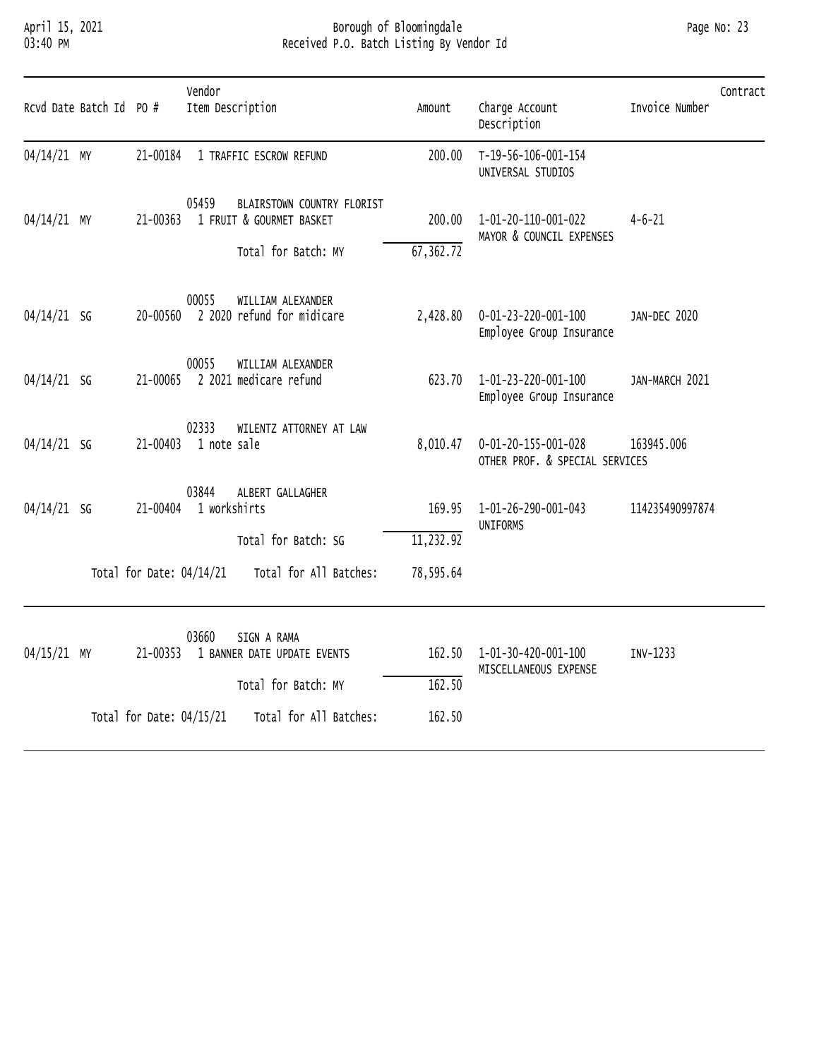| Rcvd Date | Batch Id | PO # | Vendor / Item Description | Amount | Charge Account / Description | Invoice Number | Contract |
|---|---|---|---|---|---|---|---|
| 04/14/21 | MY | 21-00184 | 1 TRAFFIC ESCROW REFUND | 200.00 | T-19-56-106-001-154 UNIVERSAL STUDIOS | | |
| | | | 05459 BLAIRSTOWN COUNTRY FLORIST | | | | |
| 04/14/21 | MY | 21-00363 | 1 FRUIT & GOURMET BASKET | 200.00 | 1-01-20-110-001-022 MAYOR & COUNCIL EXPENSES | 4-6-21 | |
| | | | Total for Batch: MY | 67,362.72 | | | |
| | | | 00055 WILLIAM ALEXANDER | | | | |
| 04/14/21 | SG | 20-00560 | 2 2020 refund for midicare | 2,428.80 | 0-01-23-220-001-100 Employee Group Insurance | JAN-DEC 2020 | |
| | | | 00055 WILLIAM ALEXANDER | | | | |
| 04/14/21 | SG | 21-00065 | 2 2021 medicare refund | 623.70 | 1-01-23-220-001-100 Employee Group Insurance | JAN-MARCH 2021 | |
| | | | 02333 WILENTZ ATTORNEY AT LAW | | | | |
| 04/14/21 | SG | 21-00403 | 1 note sale | 8,010.47 | 0-01-20-155-001-028 OTHER PROF. & SPECIAL SERVICES | 163945.006 | |
| | | | 03844 ALBERT GALLAGHER | | | | |
| 04/14/21 | SG | 21-00404 | 1 workshirts | 169.95 | 1-01-26-290-001-043 UNIFORMS | 114235490997874 | |
| | | | Total for Batch: SG | 11,232.92 | | | |
| | Total for Date: 04/14/21 | | Total for All Batches: | 78,595.64 | | | |
| | | | 03660 SIGN A RAMA | | | | |
| 04/15/21 | MY | 21-00353 | 1 BANNER DATE UPDATE EVENTS | 162.50 | 1-01-30-420-001-100 MISCELLANEOUS EXPENSE | INV-1233 | |
| | | | Total for Batch: MY | 162.50 | | | |
| | Total for Date: 04/15/21 | | Total for All Batches: | 162.50 | | | |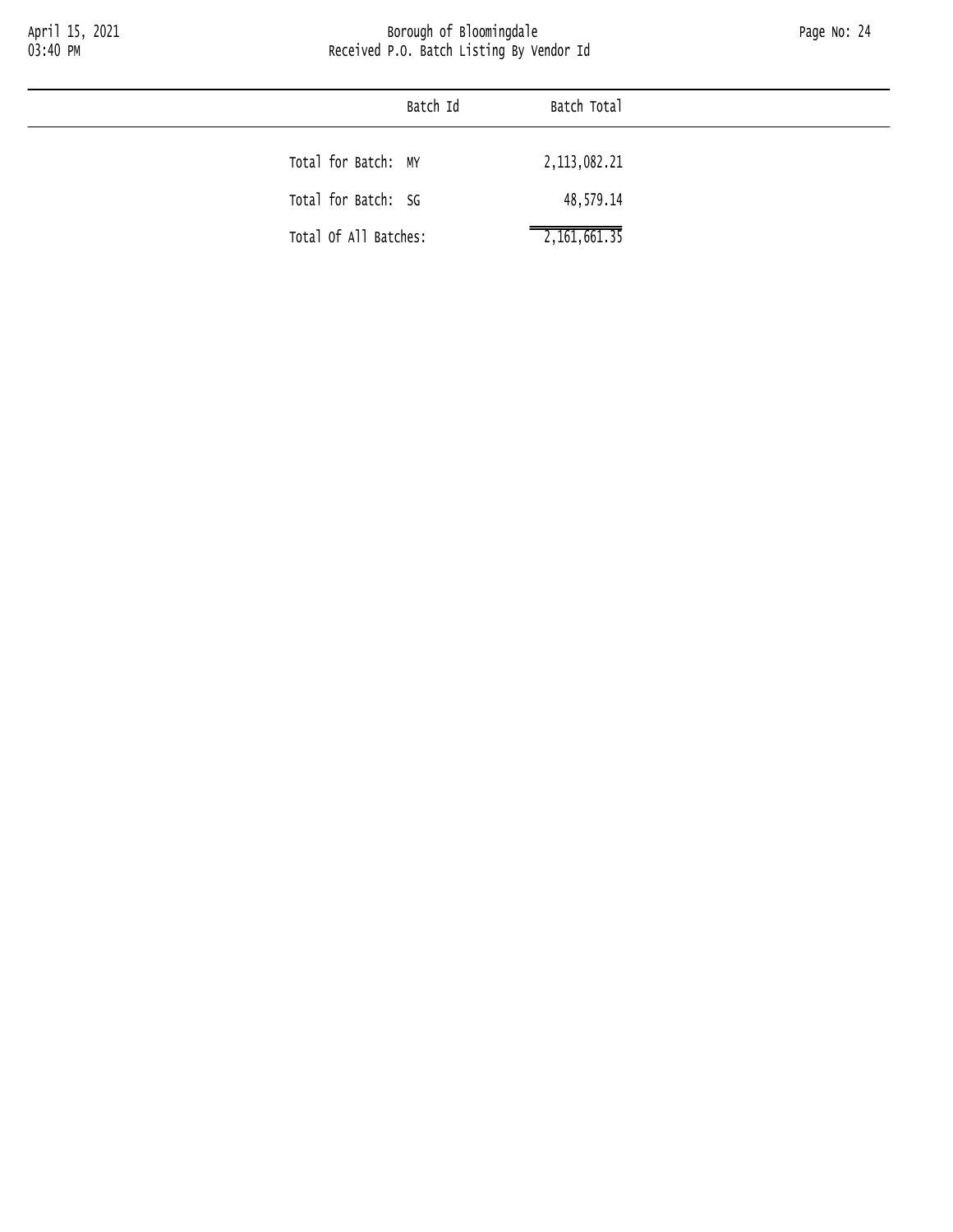| Batch Id | Batch Total |
| --- | --- |
| Total for Batch: MY | 2,113,082.21 |
| Total for Batch: SG | 48,579.14 |
| Total Of All Batches: | 2,161,661.35 |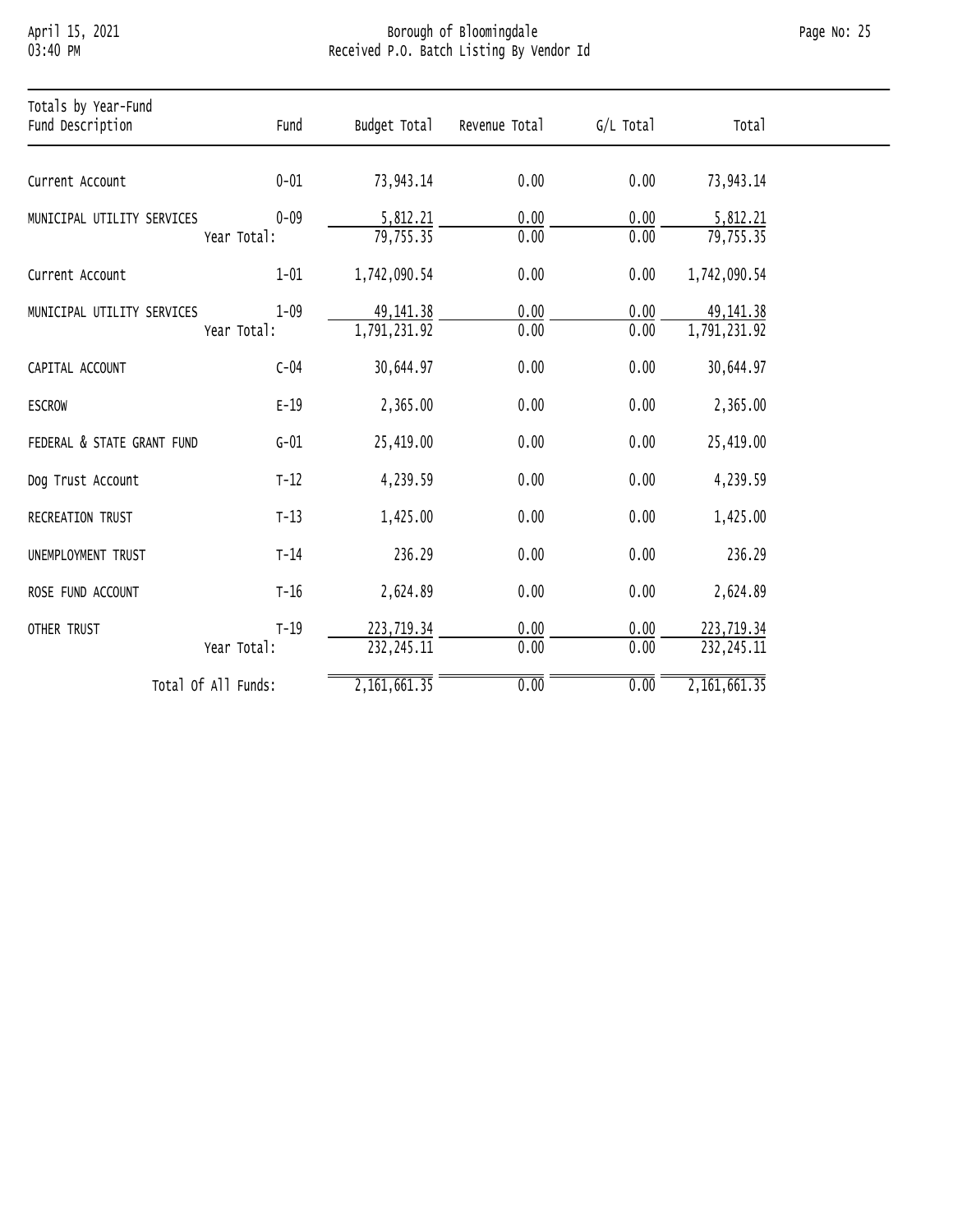Totals by Year-Fund

| Fund Description | Fund | Budget Total | Revenue Total | G/L Total | Total |
|---|---|---|---|---|---|
| Current Account | 0-01 | 73,943.14 | 0.00 | 0.00 | 73,943.14 |
| MUNICIPAL UTILITY SERVICES | 0-09 | 5,812.21 | 0.00 | 0.00 | 5,812.21 |
| Year Total: | | 79,755.35 | 0.00 | 0.00 | 79,755.35 |
| Current Account | 1-01 | 1,742,090.54 | 0.00 | 0.00 | 1,742,090.54 |
| MUNICIPAL UTILITY SERVICES | 1-09 | 49,141.38 | 0.00 | 0.00 | 49,141.38 |
| Year Total: | | 1,791,231.92 | 0.00 | 0.00 | 1,791,231.92 |
| CAPITAL ACCOUNT | C-04 | 30,644.97 | 0.00 | 0.00 | 30,644.97 |
| ESCROW | E-19 | 2,365.00 | 0.00 | 0.00 | 2,365.00 |
| FEDERAL & STATE GRANT FUND | G-01 | 25,419.00 | 0.00 | 0.00 | 25,419.00 |
| Dog Trust Account | T-12 | 4,239.59 | 0.00 | 0.00 | 4,239.59 |
| RECREATION TRUST | T-13 | 1,425.00 | 0.00 | 0.00 | 1,425.00 |
| UNEMPLOYMENT TRUST | T-14 | 236.29 | 0.00 | 0.00 | 236.29 |
| ROSE FUND ACCOUNT | T-16 | 2,624.89 | 0.00 | 0.00 | 2,624.89 |
| OTHER TRUST | T-19 | 223,719.34 | 0.00 | 0.00 | 223,719.34 |
| Year Total: | | 232,245.11 | 0.00 | 0.00 | 232,245.11 |
| Total Of All Funds: | | 2,161,661.35 | 0.00 | 0.00 | 2,161,661.35 |